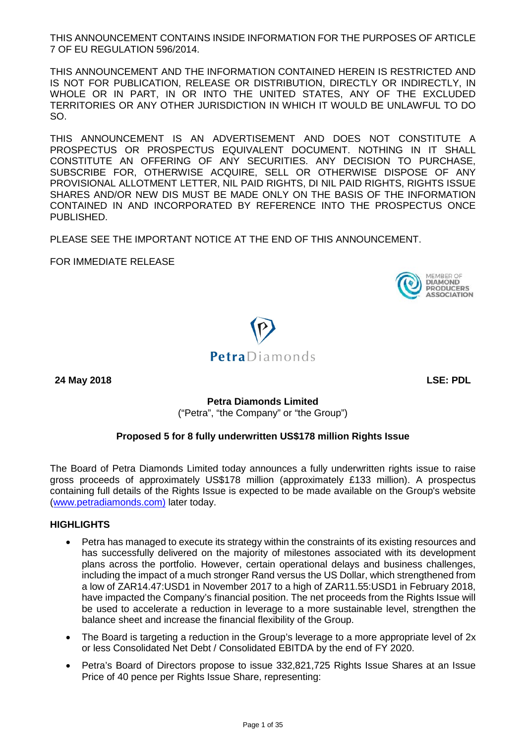THIS ANNOUNCEMENT CONTAINS INSIDE INFORMATION FOR THE PURPOSES OF ARTICLE 7 OF EU REGULATION 596/2014.

THIS ANNOUNCEMENT AND THE INFORMATION CONTAINED HEREIN IS RESTRICTED AND IS NOT FOR PUBLICATION, RELEASE OR DISTRIBUTION, DIRECTLY OR INDIRECTLY, IN WHOLE OR IN PART, IN OR INTO THE UNITED STATES, ANY OF THE EXCLUDED TERRITORIES OR ANY OTHER JURISDICTION IN WHICH IT WOULD BE UNLAWFUL TO DO SO.

THIS ANNOUNCEMENT IS AN ADVERTISEMENT AND DOES NOT CONSTITUTE A PROSPECTUS OR PROSPECTUS EQUIVALENT DOCUMENT. NOTHING IN IT SHALL CONSTITUTE AN OFFERING OF ANY SECURITIES. ANY DECISION TO PURCHASE, SUBSCRIBE FOR, OTHERWISE ACQUIRE, SELL OR OTHERWISE DISPOSE OF ANY PROVISIONAL ALLOTMENT LETTER, NIL PAID RIGHTS, DI NIL PAID RIGHTS, RIGHTS ISSUE SHARES AND/OR NEW DIS MUST BE MADE ONLY ON THE BASIS OF THE INFORMATION CONTAINED IN AND INCORPORATED BY REFERENCE INTO THE PROSPECTUS ONCE PUBLISHED.

PLEASE SEE THE IMPORTANT NOTICE AT THE END OF THIS ANNOUNCEMENT.

FOR IMMEDIATE RELEASE

MEMBER OF DIAMOND PRODUCERS ASSOCIATION

PetraDiamonds

**24 May 2018** **LSE: PDL**

**Petra Diamonds Limited**
("Petra", "the Company" or "the Group")

**Proposed 5 for 8 fully underwritten US$178 million Rights Issue**

The Board of Petra Diamonds Limited today announces a fully underwritten rights issue to raise gross proceeds of approximately US$178 million (approximately £133 million). A prospectus containing full details of the Rights Issue is expected to be made available on the Group's website (www.petradiamonds.com) later today.

## HIGHLIGHTS

- Petra has managed to execute its strategy within the constraints of its existing resources and has successfully delivered on the majority of milestones associated with its development plans across the portfolio. However, certain operational delays and business challenges, including the impact of a much stronger Rand versus the US Dollar, which strengthened from a low of ZAR14.47:USD1 in November 2017 to a high of ZAR11.55:USD1 in February 2018, have impacted the Company's financial position. The net proceeds from the Rights Issue will be used to accelerate a reduction in leverage to a more sustainable level, strengthen the balance sheet and increase the financial flexibility of the Group.
- The Board is targeting a reduction in the Group's leverage to a more appropriate level of 2x or less Consolidated Net Debt / Consolidated EBITDA by the end of FY 2020.
- Petra's Board of Directors propose to issue 332,821,725 Rights Issue Shares at an Issue Price of 40 pence per Rights Issue Share, representing: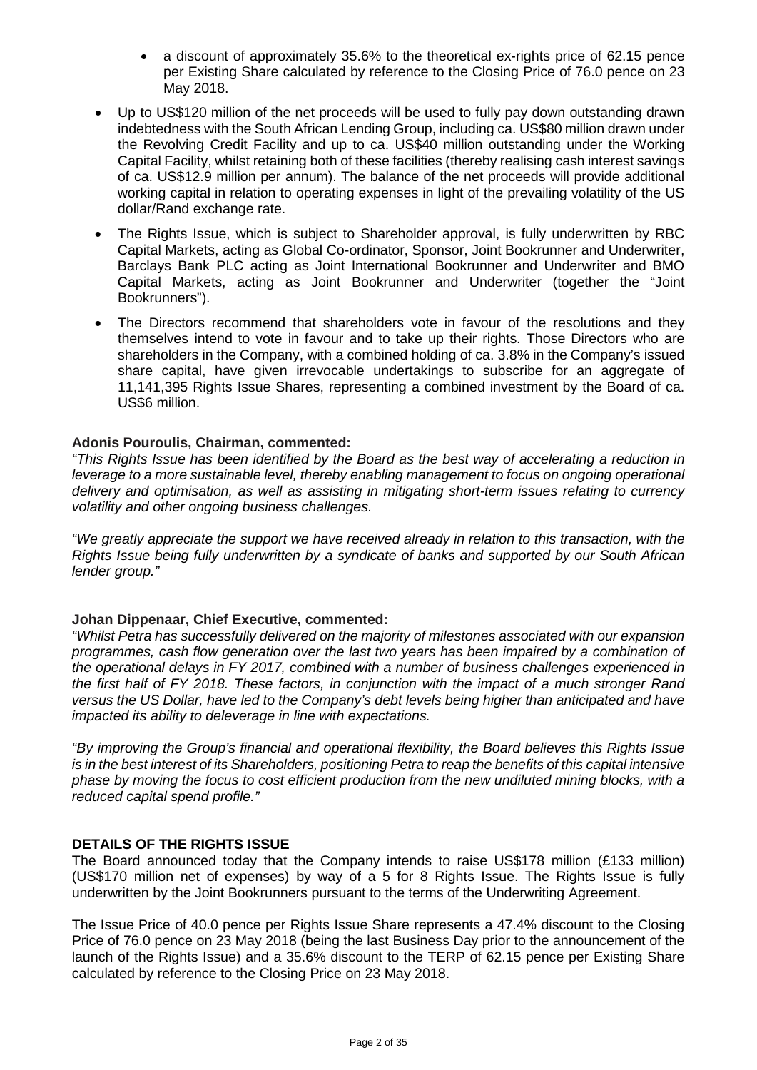- a discount of approximately 35.6% to the theoretical ex-rights price of 62.15 pence per Existing Share calculated by reference to the Closing Price of 76.0 pence on 23 May 2018.

- Up to US$120 million of the net proceeds will be used to fully pay down outstanding drawn indebtedness with the South African Lending Group, including ca. US$80 million drawn under the Revolving Credit Facility and up to ca. US$40 million outstanding under the Working Capital Facility, whilst retaining both of these facilities (thereby realising cash interest savings of ca. US$12.9 million per annum). The balance of the net proceeds will provide additional working capital in relation to operating expenses in light of the prevailing volatility of the US dollar/Rand exchange rate.
- The Rights Issue, which is subject to Shareholder approval, is fully underwritten by RBC Capital Markets, acting as Global Co-ordinator, Sponsor, Joint Bookrunner and Underwriter, Barclays Bank PLC acting as Joint International Bookrunner and Underwriter and BMO Capital Markets, acting as Joint Bookrunner and Underwriter (together the "Joint Bookrunners").
- The Directors recommend that shareholders vote in favour of the resolutions and they themselves intend to vote in favour and to take up their rights. Those Directors who are shareholders in the Company, with a combined holding of ca. 3.8% in the Company's issued share capital, have given irrevocable undertakings to subscribe for an aggregate of 11,141,395 Rights Issue Shares, representing a combined investment by the Board of ca. US$6 million.

**Adonis Pouroulis, Chairman, commented:**

*"This Rights Issue has been identified by the Board as the best way of accelerating a reduction in leverage to a more sustainable level, thereby enabling management to focus on ongoing operational delivery and optimisation, as well as assisting in mitigating short-term issues relating to currency volatility and other ongoing business challenges.*

*"We greatly appreciate the support we have received already in relation to this transaction, with the Rights Issue being fully underwritten by a syndicate of banks and supported by our South African lender group."*

**Johan Dippenaar, Chief Executive, commented:**

*"Whilst Petra has successfully delivered on the majority of milestones associated with our expansion programmes, cash flow generation over the last two years has been impaired by a combination of the operational delays in FY 2017, combined with a number of business challenges experienced in the first half of FY 2018. These factors, in conjunction with the impact of a much stronger Rand versus the US Dollar, have led to the Company's debt levels being higher than anticipated and have impacted its ability to deleverage in line with expectations.*

*"By improving the Group's financial and operational flexibility, the Board believes this Rights Issue is in the best interest of its Shareholders, positioning Petra to reap the benefits of this capital intensive phase by moving the focus to cost efficient production from the new undiluted mining blocks, with a reduced capital spend profile."*

**DETAILS OF THE RIGHTS ISSUE**

The Board announced today that the Company intends to raise US$178 million (£133 million) (US$170 million net of expenses) by way of a 5 for 8 Rights Issue. The Rights Issue is fully underwritten by the Joint Bookrunners pursuant to the terms of the Underwriting Agreement.

The Issue Price of 40.0 pence per Rights Issue Share represents a 47.4% discount to the Closing Price of 76.0 pence on 23 May 2018 (being the last Business Day prior to the announcement of the launch of the Rights Issue) and a 35.6% discount to the TERP of 62.15 pence per Existing Share calculated by reference to the Closing Price on 23 May 2018.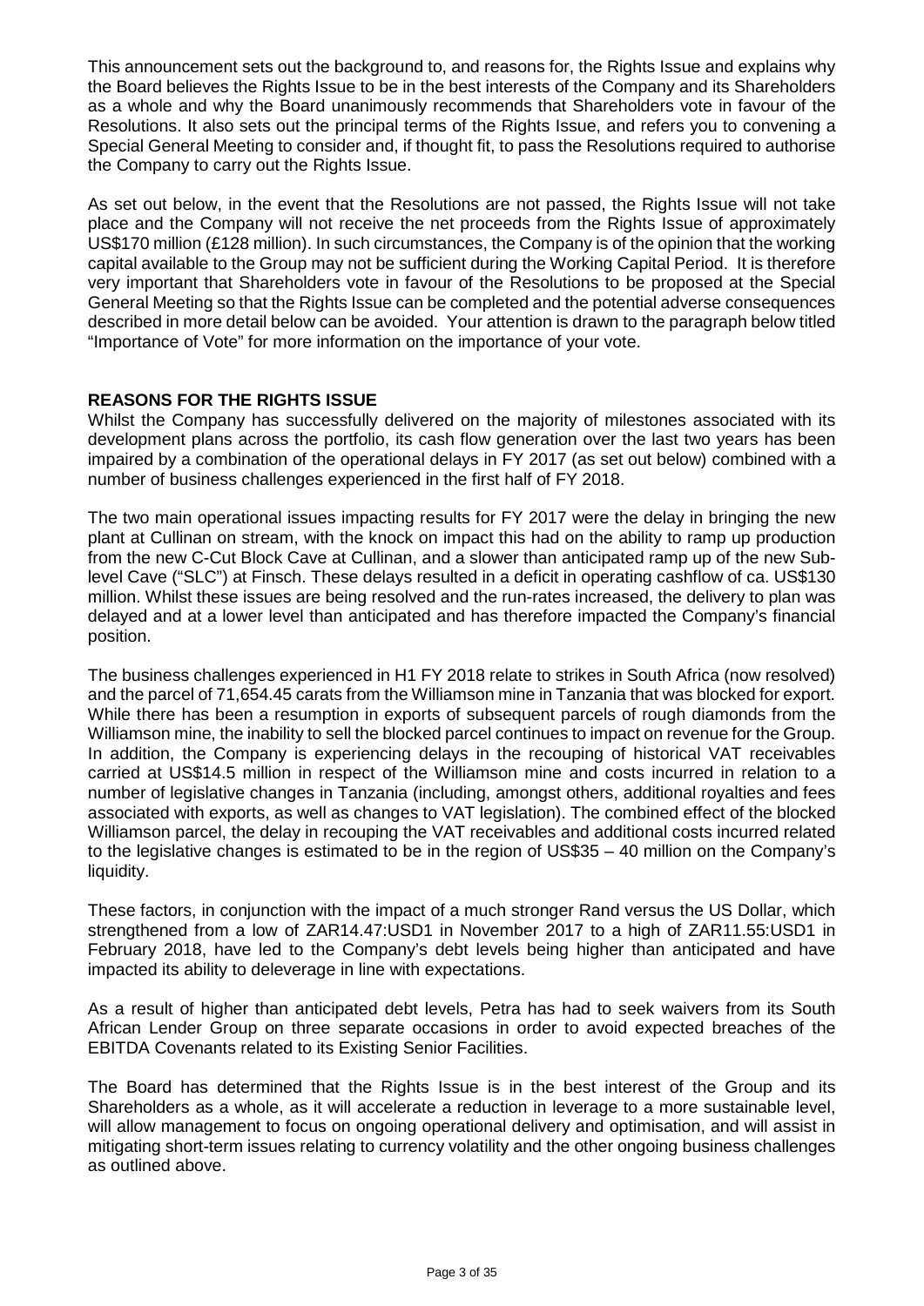This announcement sets out the background to, and reasons for, the Rights Issue and explains why the Board believes the Rights Issue to be in the best interests of the Company and its Shareholders as a whole and why the Board unanimously recommends that Shareholders vote in favour of the Resolutions. It also sets out the principal terms of the Rights Issue, and refers you to convening a Special General Meeting to consider and, if thought fit, to pass the Resolutions required to authorise the Company to carry out the Rights Issue.

As set out below, in the event that the Resolutions are not passed, the Rights Issue will not take place and the Company will not receive the net proceeds from the Rights Issue of approximately US$170 million (£128 million). In such circumstances, the Company is of the opinion that the working capital available to the Group may not be sufficient during the Working Capital Period. It is therefore very important that Shareholders vote in favour of the Resolutions to be proposed at the Special General Meeting so that the Rights Issue can be completed and the potential adverse consequences described in more detail below can be avoided. Your attention is drawn to the paragraph below titled "Importance of Vote" for more information on the importance of your vote.

## REASONS FOR THE RIGHTS ISSUE

Whilst the Company has successfully delivered on the majority of milestones associated with its development plans across the portfolio, its cash flow generation over the last two years has been impaired by a combination of the operational delays in FY 2017 (as set out below) combined with a number of business challenges experienced in the first half of FY 2018.

The two main operational issues impacting results for FY 2017 were the delay in bringing the new plant at Cullinan on stream, with the knock on impact this had on the ability to ramp up production from the new C-Cut Block Cave at Cullinan, and a slower than anticipated ramp up of the new Sub-level Cave ("SLC") at Finsch. These delays resulted in a deficit in operating cashflow of ca. US$130 million. Whilst these issues are being resolved and the run-rates increased, the delivery to plan was delayed and at a lower level than anticipated and has therefore impacted the Company's financial position.

The business challenges experienced in H1 FY 2018 relate to strikes in South Africa (now resolved) and the parcel of 71,654.45 carats from the Williamson mine in Tanzania that was blocked for export. While there has been a resumption in exports of subsequent parcels of rough diamonds from the Williamson mine, the inability to sell the blocked parcel continues to impact on revenue for the Group. In addition, the Company is experiencing delays in the recouping of historical VAT receivables carried at US$14.5 million in respect of the Williamson mine and costs incurred in relation to a number of legislative changes in Tanzania (including, amongst others, additional royalties and fees associated with exports, as well as changes to VAT legislation). The combined effect of the blocked Williamson parcel, the delay in recouping the VAT receivables and additional costs incurred related to the legislative changes is estimated to be in the region of US$35 – 40 million on the Company's liquidity.

These factors, in conjunction with the impact of a much stronger Rand versus the US Dollar, which strengthened from a low of ZAR14.47:USD1 in November 2017 to a high of ZAR11.55:USD1 in February 2018, have led to the Company's debt levels being higher than anticipated and have impacted its ability to deleverage in line with expectations.

As a result of higher than anticipated debt levels, Petra has had to seek waivers from its South African Lender Group on three separate occasions in order to avoid expected breaches of the EBITDA Covenants related to its Existing Senior Facilities.

The Board has determined that the Rights Issue is in the best interest of the Group and its Shareholders as a whole, as it will accelerate a reduction in leverage to a more sustainable level, will allow management to focus on ongoing operational delivery and optimisation, and will assist in mitigating short-term issues relating to currency volatility and the other ongoing business challenges as outlined above.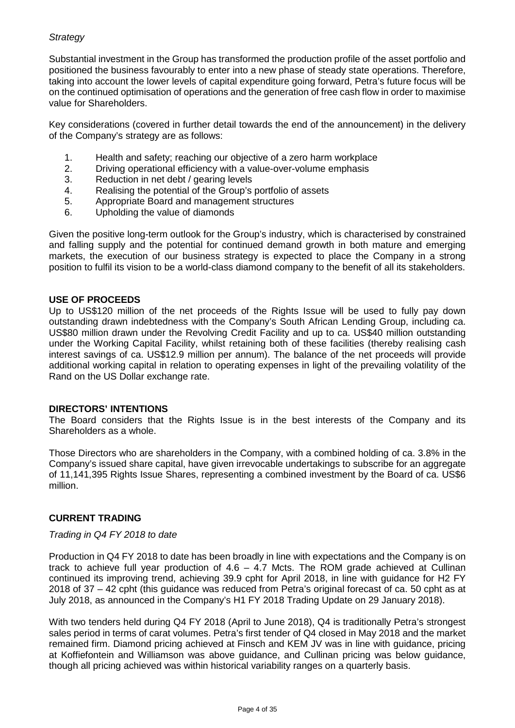*Strategy*

Substantial investment in the Group has transformed the production profile of the asset portfolio and positioned the business favourably to enter into a new phase of steady state operations. Therefore, taking into account the lower levels of capital expenditure going forward, Petra's future focus will be on the continued optimisation of operations and the generation of free cash flow in order to maximise value for Shareholders.

Key considerations (covered in further detail towards the end of the announcement) in the delivery of the Company's strategy are as follows:

1. Health and safety; reaching our objective of a zero harm workplace
2. Driving operational efficiency with a value-over-volume emphasis
3. Reduction in net debt / gearing levels
4. Realising the potential of the Group's portfolio of assets
5. Appropriate Board and management structures
6. Upholding the value of diamonds

Given the positive long-term outlook for the Group's industry, which is characterised by constrained and falling supply and the potential for continued demand growth in both mature and emerging markets, the execution of our business strategy is expected to place the Company in a strong position to fulfil its vision to be a world-class diamond company to the benefit of all its stakeholders.

**USE OF PROCEEDS**

Up to US$120 million of the net proceeds of the Rights Issue will be used to fully pay down outstanding drawn indebtedness with the Company's South African Lending Group, including ca. US$80 million drawn under the Revolving Credit Facility and up to ca. US$40 million outstanding under the Working Capital Facility, whilst retaining both of these facilities (thereby realising cash interest savings of ca. US$12.9 million per annum). The balance of the net proceeds will provide additional working capital in relation to operating expenses in light of the prevailing volatility of the Rand on the US Dollar exchange rate.

**DIRECTORS' INTENTIONS**

The Board considers that the Rights Issue is in the best interests of the Company and its Shareholders as a whole.

Those Directors who are shareholders in the Company, with a combined holding of ca. 3.8% in the Company's issued share capital, have given irrevocable undertakings to subscribe for an aggregate of 11,141,395 Rights Issue Shares, representing a combined investment by the Board of ca. US$6 million.

**CURRENT TRADING**

*Trading in Q4 FY 2018 to date*

Production in Q4 FY 2018 to date has been broadly in line with expectations and the Company is on track to achieve full year production of 4.6 – 4.7 Mcts. The ROM grade achieved at Cullinan continued its improving trend, achieving 39.9 cpht for April 2018, in line with guidance for H2 FY 2018 of 37 – 42 cpht (this guidance was reduced from Petra's original forecast of ca. 50 cpht as at July 2018, as announced in the Company's H1 FY 2018 Trading Update on 29 January 2018).

With two tenders held during Q4 FY 2018 (April to June 2018), Q4 is traditionally Petra's strongest sales period in terms of carat volumes. Petra's first tender of Q4 closed in May 2018 and the market remained firm. Diamond pricing achieved at Finsch and KEM JV was in line with guidance, pricing at Koffiefontein and Williamson was above guidance, and Cullinan pricing was below guidance, though all pricing achieved was within historical variability ranges on a quarterly basis.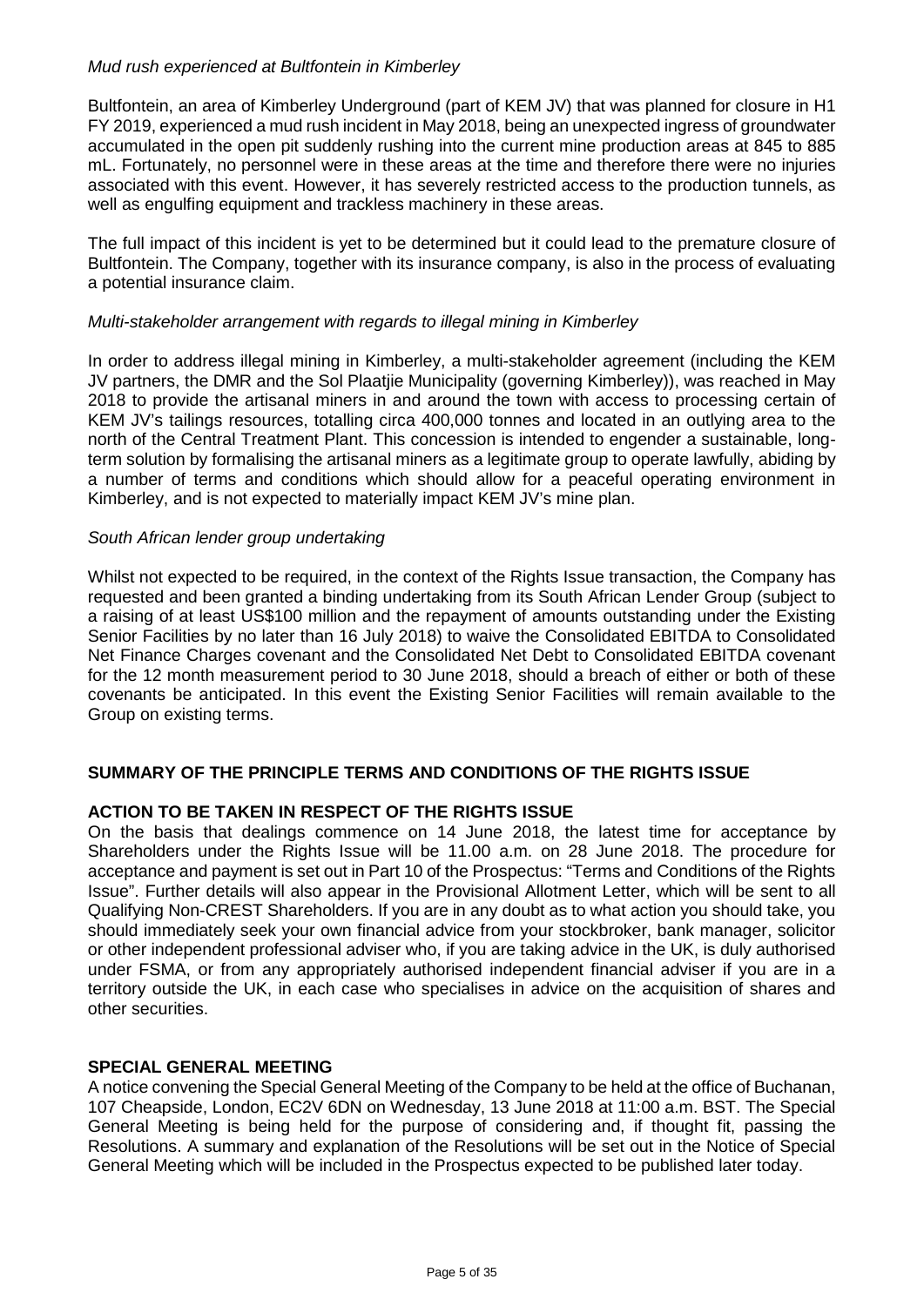*Mud rush experienced at Bultfontein in Kimberley*

Bultfontein, an area of Kimberley Underground (part of KEM JV) that was planned for closure in H1 FY 2019, experienced a mud rush incident in May 2018, being an unexpected ingress of groundwater accumulated in the open pit suddenly rushing into the current mine production areas at 845 to 885 mL. Fortunately, no personnel were in these areas at the time and therefore there were no injuries associated with this event. However, it has severely restricted access to the production tunnels, as well as engulfing equipment and trackless machinery in these areas.

The full impact of this incident is yet to be determined but it could lead to the premature closure of Bultfontein. The Company, together with its insurance company, is also in the process of evaluating a potential insurance claim.

*Multi-stakeholder arrangement with regards to illegal mining in Kimberley*

In order to address illegal mining in Kimberley, a multi-stakeholder agreement (including the KEM JV partners, the DMR and the Sol Plaatjie Municipality (governing Kimberley)), was reached in May 2018 to provide the artisanal miners in and around the town with access to processing certain of KEM JV's tailings resources, totalling circa 400,000 tonnes and located in an outlying area to the north of the Central Treatment Plant. This concession is intended to engender a sustainable, long-term solution by formalising the artisanal miners as a legitimate group to operate lawfully, abiding by a number of terms and conditions which should allow for a peaceful operating environment in Kimberley, and is not expected to materially impact KEM JV's mine plan.

*South African lender group undertaking*

Whilst not expected to be required, in the context of the Rights Issue transaction, the Company has requested and been granted a binding undertaking from its South African Lender Group (subject to a raising of at least US$100 million and the repayment of amounts outstanding under the Existing Senior Facilities by no later than 16 July 2018) to waive the Consolidated EBITDA to Consolidated Net Finance Charges covenant and the Consolidated Net Debt to Consolidated EBITDA covenant for the 12 month measurement period to 30 June 2018, should a breach of either or both of these covenants be anticipated. In this event the Existing Senior Facilities will remain available to the Group on existing terms.

**SUMMARY OF THE PRINCIPLE TERMS AND CONDITIONS OF THE RIGHTS ISSUE**

**ACTION TO BE TAKEN IN RESPECT OF THE RIGHTS ISSUE**

On the basis that dealings commence on 14 June 2018, the latest time for acceptance by Shareholders under the Rights Issue will be 11.00 a.m. on 28 June 2018. The procedure for acceptance and payment is set out in Part 10 of the Prospectus: "Terms and Conditions of the Rights Issue". Further details will also appear in the Provisional Allotment Letter, which will be sent to all Qualifying Non-CREST Shareholders. If you are in any doubt as to what action you should take, you should immediately seek your own financial advice from your stockbroker, bank manager, solicitor or other independent professional adviser who, if you are taking advice in the UK, is duly authorised under FSMA, or from any appropriately authorised independent financial adviser if you are in a territory outside the UK, in each case who specialises in advice on the acquisition of shares and other securities.

**SPECIAL GENERAL MEETING**

A notice convening the Special General Meeting of the Company to be held at the office of Buchanan, 107 Cheapside, London, EC2V 6DN on Wednesday, 13 June 2018 at 11:00 a.m. BST. The Special General Meeting is being held for the purpose of considering and, if thought fit, passing the Resolutions. A summary and explanation of the Resolutions will be set out in the Notice of Special General Meeting which will be included in the Prospectus expected to be published later today.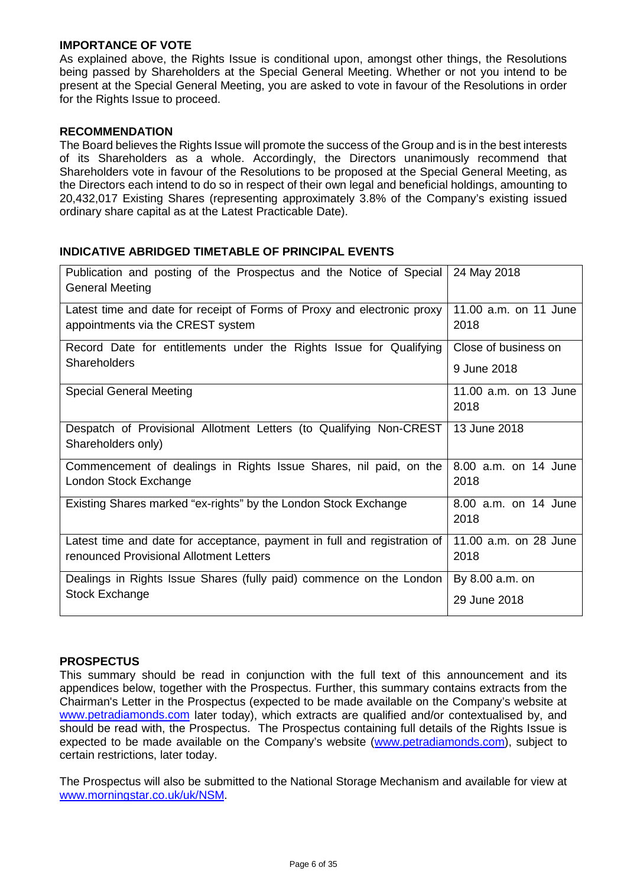**IMPORTANCE OF VOTE**

As explained above, the Rights Issue is conditional upon, amongst other things, the Resolutions being passed by Shareholders at the Special General Meeting. Whether or not you intend to be present at the Special General Meeting, you are asked to vote in favour of the Resolutions in order for the Rights Issue to proceed.

**RECOMMENDATION**

The Board believes the Rights Issue will promote the success of the Group and is in the best interests of its Shareholders as a whole. Accordingly, the Directors unanimously recommend that Shareholders vote in favour of the Resolutions to be proposed at the Special General Meeting, as the Directors each intend to do so in respect of their own legal and beneficial holdings, amounting to 20,432,017 Existing Shares (representing approximately 3.8% of the Company's existing issued ordinary share capital as at the Latest Practicable Date).

**INDICATIVE ABRIDGED TIMETABLE OF PRINCIPAL EVENTS**

| | |
|---|---|
| Publication and posting of the Prospectus and the Notice of Special General Meeting | 24 May 2018 |
| Latest time and date for receipt of Forms of Proxy and electronic proxy appointments via the CREST system | 11.00 a.m. on 11 June 2018 |
| Record Date for entitlements under the Rights Issue for Qualifying Shareholders | Close of business on 9 June 2018 |
| Special General Meeting | 11.00 a.m. on 13 June 2018 |
| Despatch of Provisional Allotment Letters (to Qualifying Non-CREST Shareholders only) | 13 June 2018 |
| Commencement of dealings in Rights Issue Shares, nil paid, on the London Stock Exchange | 8.00 a.m. on 14 June 2018 |
| Existing Shares marked "ex-rights" by the London Stock Exchange | 8.00 a.m. on 14 June 2018 |
| Latest time and date for acceptance, payment in full and registration of renounced Provisional Allotment Letters | 11.00 a.m. on 28 June 2018 |
| Dealings in Rights Issue Shares (fully paid) commence on the London Stock Exchange | By 8.00 a.m. on 29 June 2018 |

**PROSPECTUS**

This summary should be read in conjunction with the full text of this announcement and its appendices below, together with the Prospectus. Further, this summary contains extracts from the Chairman's Letter in the Prospectus (expected to be made available on the Company's website at www.petradiamonds.com later today), which extracts are qualified and/or contextualised by, and should be read with, the Prospectus. The Prospectus containing full details of the Rights Issue is expected to be made available on the Company's website (www.petradiamonds.com), subject to certain restrictions, later today.

The Prospectus will also be submitted to the National Storage Mechanism and available for view at www.morningstar.co.uk/uk/NSM.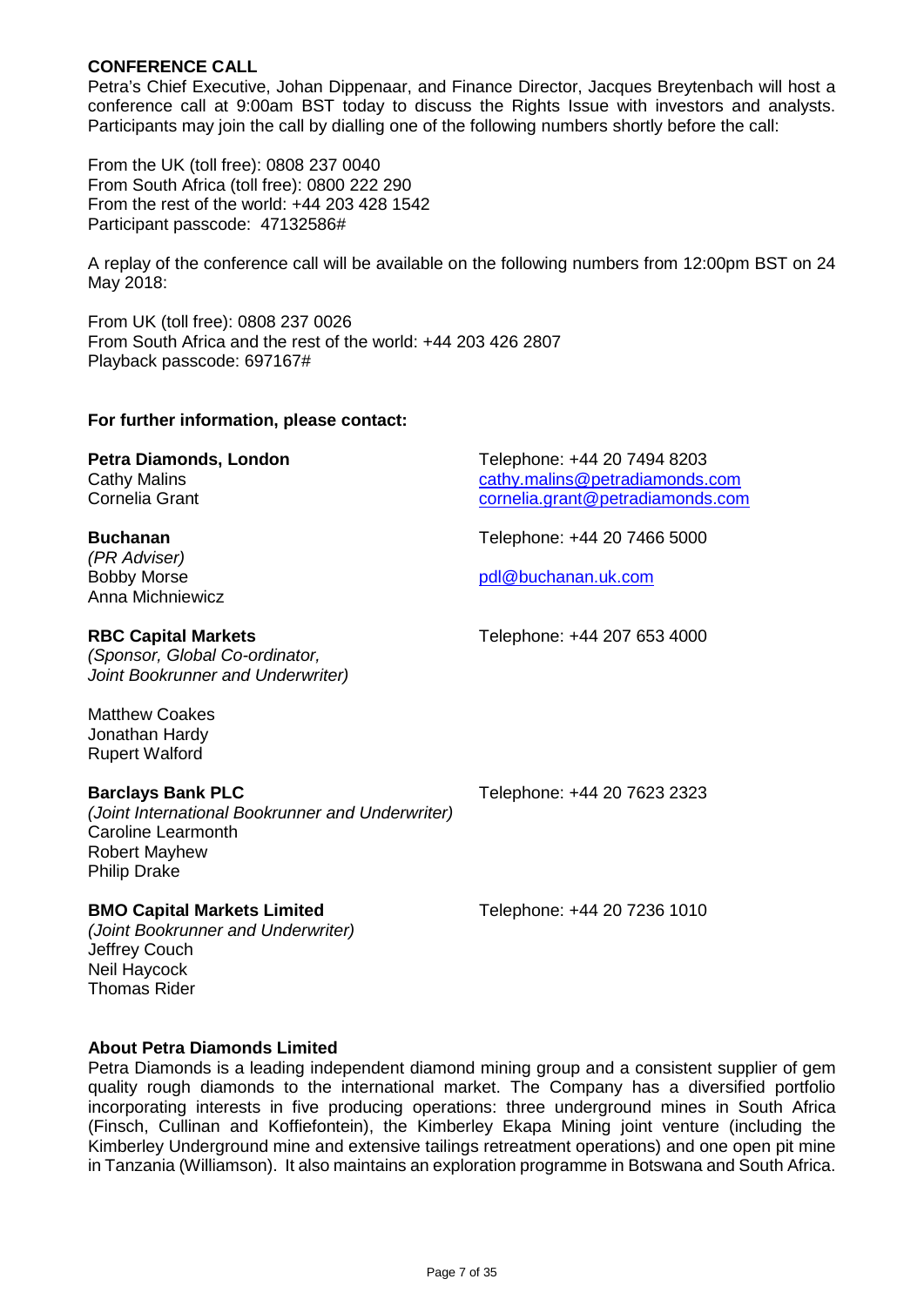**CONFERENCE CALL**

Petra's Chief Executive, Johan Dippenaar, and Finance Director, Jacques Breytenbach will host a conference call at 9:00am BST today to discuss the Rights Issue with investors and analysts. Participants may join the call by dialling one of the following numbers shortly before the call:

From the UK (toll free): 0808 237 0040
From South Africa (toll free): 0800 222 290
From the rest of the world: +44 203 428 1542
Participant passcode: 47132586#

A replay of the conference call will be available on the following numbers from 12:00pm BST on 24 May 2018:

From UK (toll free): 0808 237 0026
From South Africa and the rest of the world: +44 203 426 2807
Playback passcode: 697167#

**For further information, please contact:**

**Petra Diamonds, London**
Telephone: +44 20 7494 8203
Cathy Malins — cathy.malins@petradiamonds.com
Cornelia Grant — cornelia.grant@petradiamonds.com

**Buchanan**
*(PR Adviser)*
Telephone: +44 20 7466 5000
Bobby Morse
Anna Michniewicz
pdl@buchanan.uk.com

**RBC Capital Markets**
*(Sponsor, Global Co-ordinator, Joint Bookrunner and Underwriter)*
Telephone: +44 207 653 4000

Matthew Coakes
Jonathan Hardy
Rupert Walford

**Barclays Bank PLC**
*(Joint International Bookrunner and Underwriter)*
Telephone: +44 20 7623 2323
Caroline Learmonth
Robert Mayhew
Philip Drake

**BMO Capital Markets Limited**
*(Joint Bookrunner and Underwriter)*
Telephone: +44 20 7236 1010
Jeffrey Couch
Neil Haycock
Thomas Rider

**About Petra Diamonds Limited**

Petra Diamonds is a leading independent diamond mining group and a consistent supplier of gem quality rough diamonds to the international market. The Company has a diversified portfolio incorporating interests in five producing operations: three underground mines in South Africa (Finsch, Cullinan and Koffiefontein), the Kimberley Ekapa Mining joint venture (including the Kimberley Underground mine and extensive tailings retreatment operations) and one open pit mine in Tanzania (Williamson). It also maintains an exploration programme in Botswana and South Africa.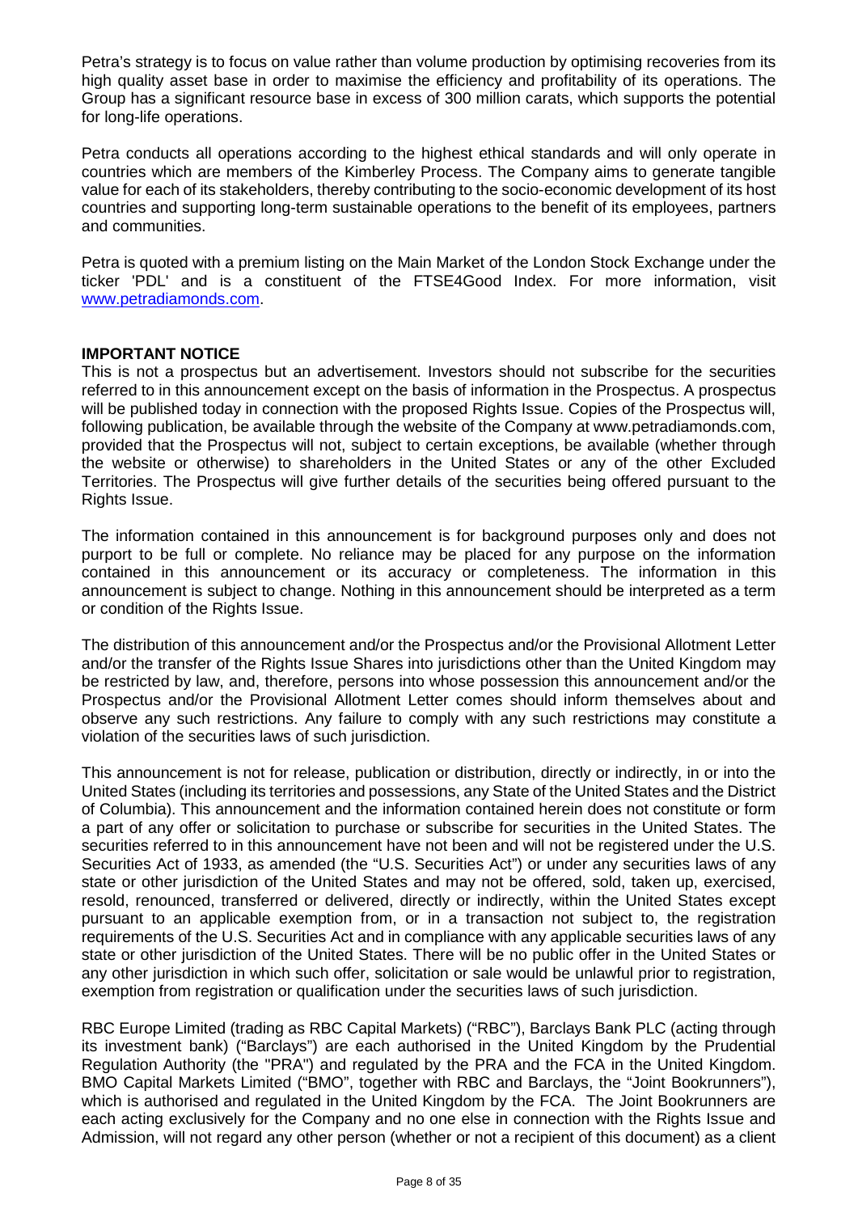Petra's strategy is to focus on value rather than volume production by optimising recoveries from its high quality asset base in order to maximise the efficiency and profitability of its operations. The Group has a significant resource base in excess of 300 million carats, which supports the potential for long-life operations.

Petra conducts all operations according to the highest ethical standards and will only operate in countries which are members of the Kimberley Process. The Company aims to generate tangible value for each of its stakeholders, thereby contributing to the socio-economic development of its host countries and supporting long-term sustainable operations to the benefit of its employees, partners and communities.

Petra is quoted with a premium listing on the Main Market of the London Stock Exchange under the ticker 'PDL' and is a constituent of the FTSE4Good Index. For more information, visit [www.petradiamonds.com](www.petradiamonds.com).

**IMPORTANT NOTICE**

This is not a prospectus but an advertisement. Investors should not subscribe for the securities referred to in this announcement except on the basis of information in the Prospectus. A prospectus will be published today in connection with the proposed Rights Issue. Copies of the Prospectus will, following publication, be available through the website of the Company at www.petradiamonds.com, provided that the Prospectus will not, subject to certain exceptions, be available (whether through the website or otherwise) to shareholders in the United States or any of the other Excluded Territories. The Prospectus will give further details of the securities being offered pursuant to the Rights Issue.

The information contained in this announcement is for background purposes only and does not purport to be full or complete. No reliance may be placed for any purpose on the information contained in this announcement or its accuracy or completeness. The information in this announcement is subject to change. Nothing in this announcement should be interpreted as a term or condition of the Rights Issue.

The distribution of this announcement and/or the Prospectus and/or the Provisional Allotment Letter and/or the transfer of the Rights Issue Shares into jurisdictions other than the United Kingdom may be restricted by law, and, therefore, persons into whose possession this announcement and/or the Prospectus and/or the Provisional Allotment Letter comes should inform themselves about and observe any such restrictions. Any failure to comply with any such restrictions may constitute a violation of the securities laws of such jurisdiction.

This announcement is not for release, publication or distribution, directly or indirectly, in or into the United States (including its territories and possessions, any State of the United States and the District of Columbia). This announcement and the information contained herein does not constitute or form a part of any offer or solicitation to purchase or subscribe for securities in the United States. The securities referred to in this announcement have not been and will not be registered under the U.S. Securities Act of 1933, as amended (the "U.S. Securities Act") or under any securities laws of any state or other jurisdiction of the United States and may not be offered, sold, taken up, exercised, resold, renounced, transferred or delivered, directly or indirectly, within the United States except pursuant to an applicable exemption from, or in a transaction not subject to, the registration requirements of the U.S. Securities Act and in compliance with any applicable securities laws of any state or other jurisdiction of the United States. There will be no public offer in the United States or any other jurisdiction in which such offer, solicitation or sale would be unlawful prior to registration, exemption from registration or qualification under the securities laws of such jurisdiction.

RBC Europe Limited (trading as RBC Capital Markets) ("RBC"), Barclays Bank PLC (acting through its investment bank) ("Barclays") are each authorised in the United Kingdom by the Prudential Regulation Authority (the "PRA") and regulated by the PRA and the FCA in the United Kingdom. BMO Capital Markets Limited ("BMO", together with RBC and Barclays, the "Joint Bookrunners"), which is authorised and regulated in the United Kingdom by the FCA. The Joint Bookrunners are each acting exclusively for the Company and no one else in connection with the Rights Issue and Admission, will not regard any other person (whether or not a recipient of this document) as a client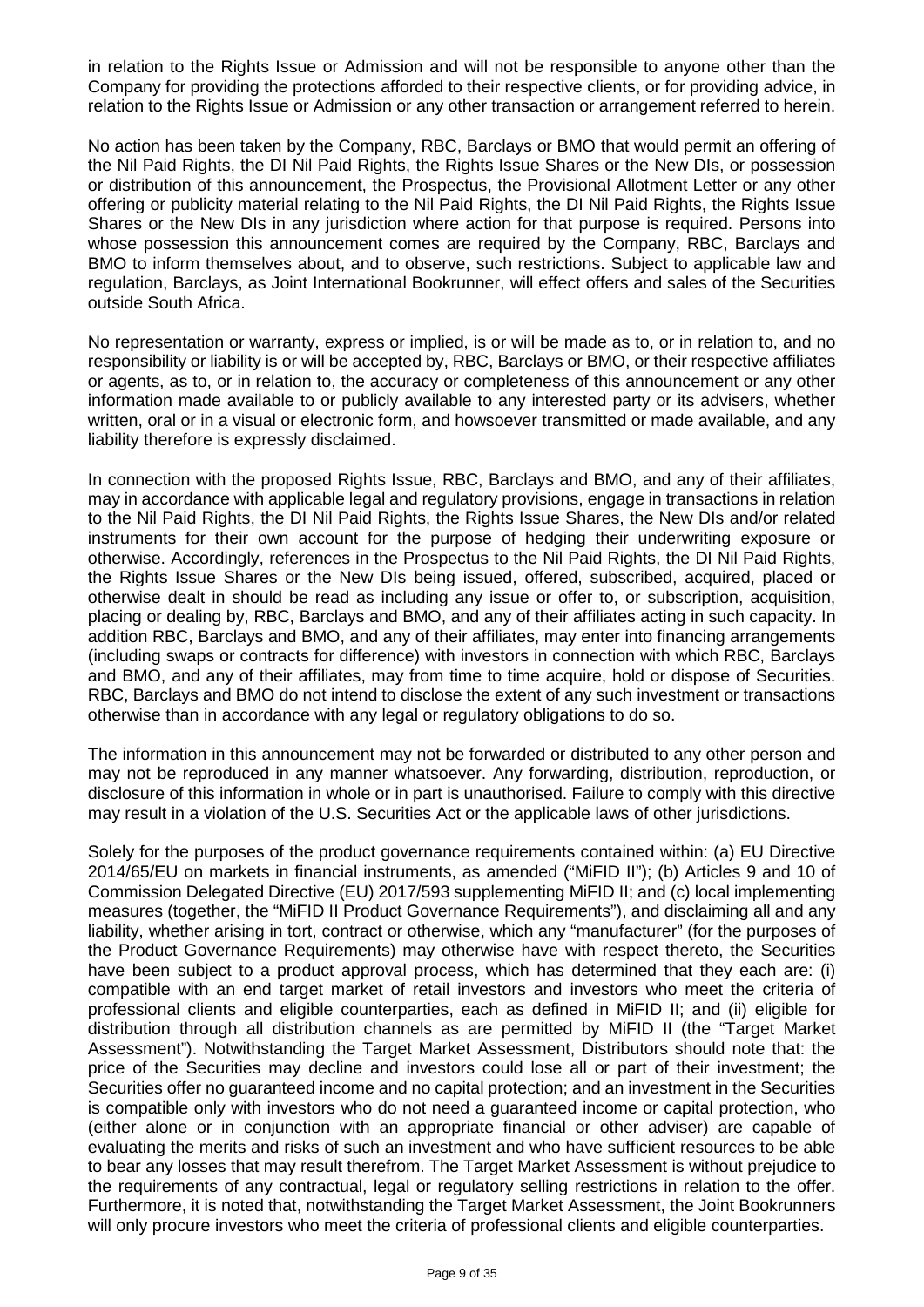in relation to the Rights Issue or Admission and will not be responsible to anyone other than the Company for providing the protections afforded to their respective clients, or for providing advice, in relation to the Rights Issue or Admission or any other transaction or arrangement referred to herein.

No action has been taken by the Company, RBC, Barclays or BMO that would permit an offering of the Nil Paid Rights, the DI Nil Paid Rights, the Rights Issue Shares or the New DIs, or possession or distribution of this announcement, the Prospectus, the Provisional Allotment Letter or any other offering or publicity material relating to the Nil Paid Rights, the DI Nil Paid Rights, the Rights Issue Shares or the New DIs in any jurisdiction where action for that purpose is required. Persons into whose possession this announcement comes are required by the Company, RBC, Barclays and BMO to inform themselves about, and to observe, such restrictions. Subject to applicable law and regulation, Barclays, as Joint International Bookrunner, will effect offers and sales of the Securities outside South Africa.

No representation or warranty, express or implied, is or will be made as to, or in relation to, and no responsibility or liability is or will be accepted by, RBC, Barclays or BMO, or their respective affiliates or agents, as to, or in relation to, the accuracy or completeness of this announcement or any other information made available to or publicly available to any interested party or its advisers, whether written, oral or in a visual or electronic form, and howsoever transmitted or made available, and any liability therefore is expressly disclaimed.

In connection with the proposed Rights Issue, RBC, Barclays and BMO, and any of their affiliates, may in accordance with applicable legal and regulatory provisions, engage in transactions in relation to the Nil Paid Rights, the DI Nil Paid Rights, the Rights Issue Shares, the New DIs and/or related instruments for their own account for the purpose of hedging their underwriting exposure or otherwise. Accordingly, references in the Prospectus to the Nil Paid Rights, the DI Nil Paid Rights, the Rights Issue Shares or the New DIs being issued, offered, subscribed, acquired, placed or otherwise dealt in should be read as including any issue or offer to, or subscription, acquisition, placing or dealing by, RBC, Barclays and BMO, and any of their affiliates acting in such capacity. In addition RBC, Barclays and BMO, and any of their affiliates, may enter into financing arrangements (including swaps or contracts for difference) with investors in connection with which RBC, Barclays and BMO, and any of their affiliates, may from time to time acquire, hold or dispose of Securities. RBC, Barclays and BMO do not intend to disclose the extent of any such investment or transactions otherwise than in accordance with any legal or regulatory obligations to do so.

The information in this announcement may not be forwarded or distributed to any other person and may not be reproduced in any manner whatsoever. Any forwarding, distribution, reproduction, or disclosure of this information in whole or in part is unauthorised. Failure to comply with this directive may result in a violation of the U.S. Securities Act or the applicable laws of other jurisdictions.

Solely for the purposes of the product governance requirements contained within: (a) EU Directive 2014/65/EU on markets in financial instruments, as amended ("MiFID II"); (b) Articles 9 and 10 of Commission Delegated Directive (EU) 2017/593 supplementing MiFID II; and (c) local implementing measures (together, the "MiFID II Product Governance Requirements"), and disclaiming all and any liability, whether arising in tort, contract or otherwise, which any "manufacturer" (for the purposes of the Product Governance Requirements) may otherwise have with respect thereto, the Securities have been subject to a product approval process, which has determined that they each are: (i) compatible with an end target market of retail investors and investors who meet the criteria of professional clients and eligible counterparties, each as defined in MiFID II; and (ii) eligible for distribution through all distribution channels as are permitted by MiFID II (the "Target Market Assessment"). Notwithstanding the Target Market Assessment, Distributors should note that: the price of the Securities may decline and investors could lose all or part of their investment; the Securities offer no guaranteed income and no capital protection; and an investment in the Securities is compatible only with investors who do not need a guaranteed income or capital protection, who (either alone or in conjunction with an appropriate financial or other adviser) are capable of evaluating the merits and risks of such an investment and who have sufficient resources to be able to bear any losses that may result therefrom. The Target Market Assessment is without prejudice to the requirements of any contractual, legal or regulatory selling restrictions in relation to the offer. Furthermore, it is noted that, notwithstanding the Target Market Assessment, the Joint Bookrunners will only procure investors who meet the criteria of professional clients and eligible counterparties.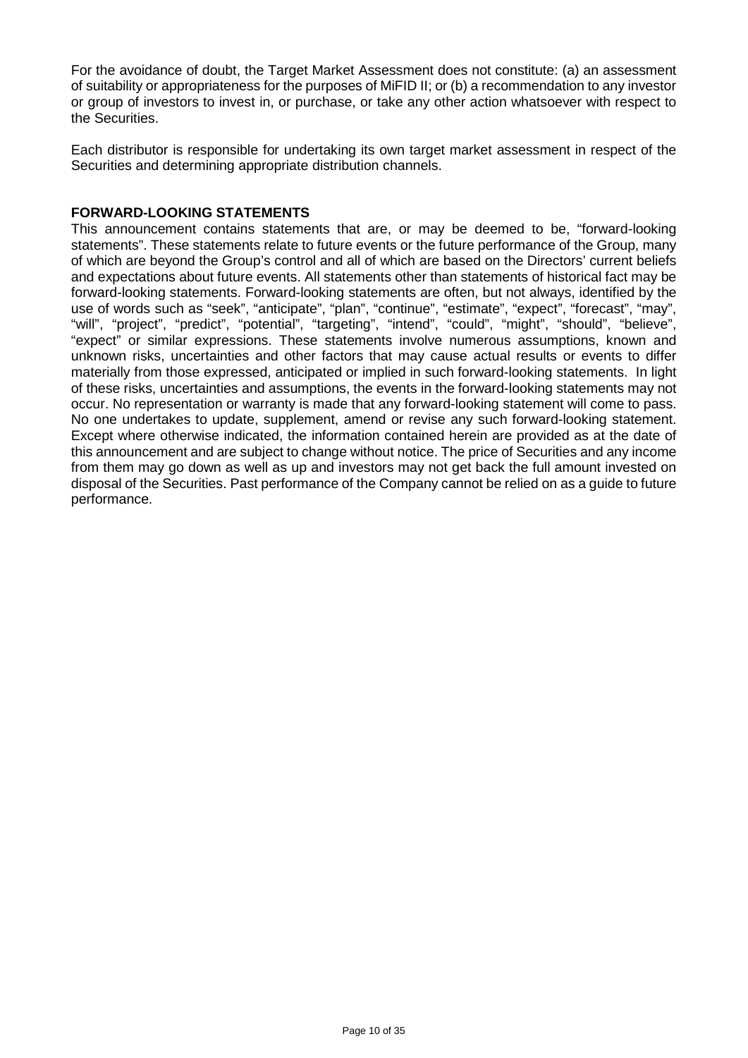For the avoidance of doubt, the Target Market Assessment does not constitute: (a) an assessment of suitability or appropriateness for the purposes of MiFID II; or (b) a recommendation to any investor or group of investors to invest in, or purchase, or take any other action whatsoever with respect to the Securities.

Each distributor is responsible for undertaking its own target market assessment in respect of the Securities and determining appropriate distribution channels.

**FORWARD-LOOKING STATEMENTS**

This announcement contains statements that are, or may be deemed to be, "forward-looking statements". These statements relate to future events or the future performance of the Group, many of which are beyond the Group's control and all of which are based on the Directors' current beliefs and expectations about future events. All statements other than statements of historical fact may be forward-looking statements. Forward-looking statements are often, but not always, identified by the use of words such as "seek", "anticipate", "plan", "continue", "estimate", "expect", "forecast", "may", "will", "project", "predict", "potential", "targeting", "intend", "could", "might", "should", "believe", "expect" or similar expressions. These statements involve numerous assumptions, known and unknown risks, uncertainties and other factors that may cause actual results or events to differ materially from those expressed, anticipated or implied in such forward-looking statements. In light of these risks, uncertainties and assumptions, the events in the forward-looking statements may not occur. No representation or warranty is made that any forward-looking statement will come to pass. No one undertakes to update, supplement, amend or revise any such forward-looking statement. Except where otherwise indicated, the information contained herein are provided as at the date of this announcement and are subject to change without notice. The price of Securities and any income from them may go down as well as up and investors may not get back the full amount invested on disposal of the Securities. Past performance of the Company cannot be relied on as a guide to future performance.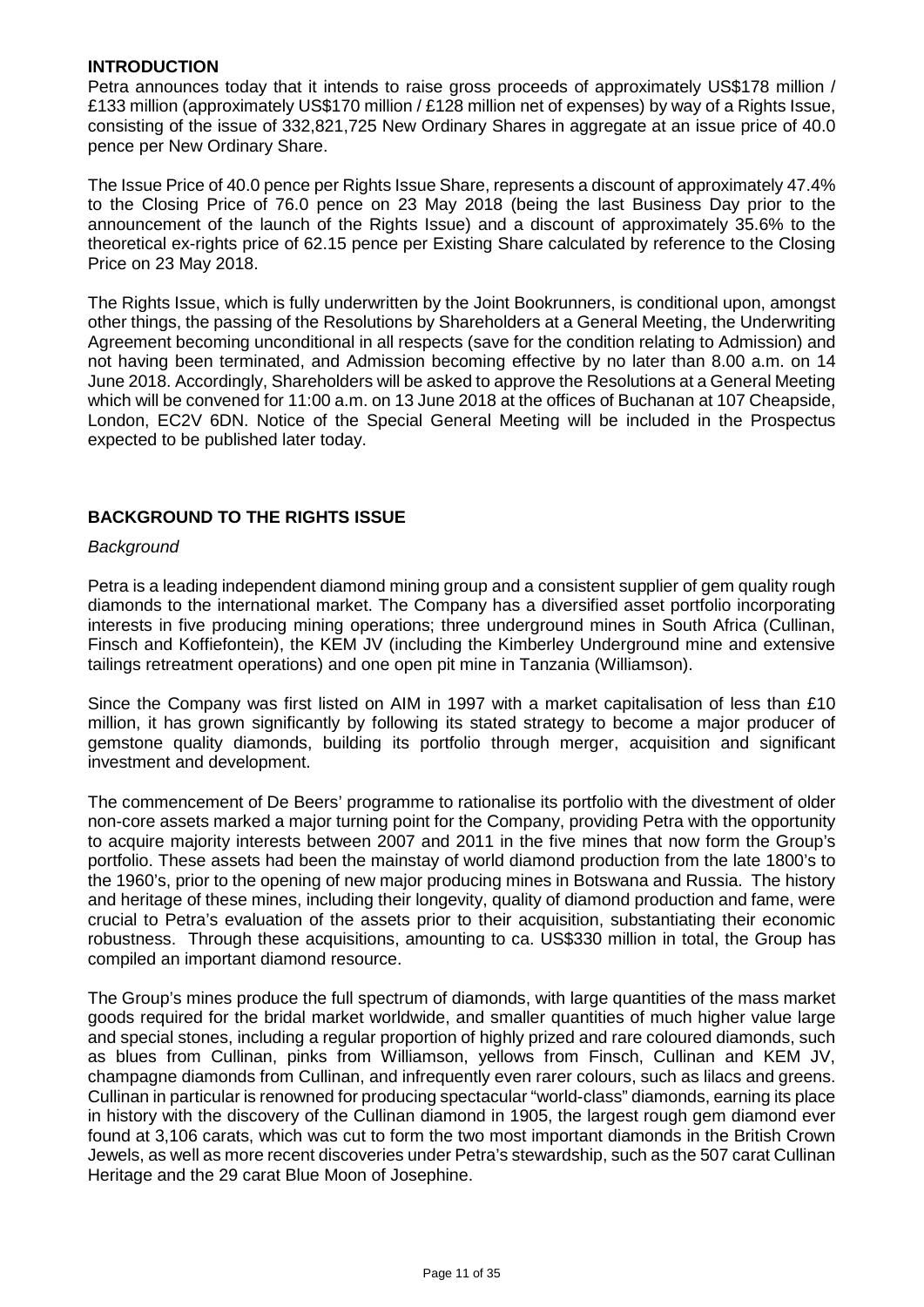## INTRODUCTION

Petra announces today that it intends to raise gross proceeds of approximately US$178 million / £133 million (approximately US$170 million / £128 million net of expenses) by way of a Rights Issue, consisting of the issue of 332,821,725 New Ordinary Shares in aggregate at an issue price of 40.0 pence per New Ordinary Share.

The Issue Price of 40.0 pence per Rights Issue Share, represents a discount of approximately 47.4% to the Closing Price of 76.0 pence on 23 May 2018 (being the last Business Day prior to the announcement of the launch of the Rights Issue) and a discount of approximately 35.6% to the theoretical ex-rights price of 62.15 pence per Existing Share calculated by reference to the Closing Price on 23 May 2018.

The Rights Issue, which is fully underwritten by the Joint Bookrunners, is conditional upon, amongst other things, the passing of the Resolutions by Shareholders at a General Meeting, the Underwriting Agreement becoming unconditional in all respects (save for the condition relating to Admission) and not having been terminated, and Admission becoming effective by no later than 8.00 a.m. on 14 June 2018. Accordingly, Shareholders will be asked to approve the Resolutions at a General Meeting which will be convened for 11:00 a.m. on 13 June 2018 at the offices of Buchanan at 107 Cheapside, London, EC2V 6DN. Notice of the Special General Meeting will be included in the Prospectus expected to be published later today.

## BACKGROUND TO THE RIGHTS ISSUE

*Background*

Petra is a leading independent diamond mining group and a consistent supplier of gem quality rough diamonds to the international market. The Company has a diversified asset portfolio incorporating interests in five producing mining operations; three underground mines in South Africa (Cullinan, Finsch and Koffiefontein), the KEM JV (including the Kimberley Underground mine and extensive tailings retreatment operations) and one open pit mine in Tanzania (Williamson).

Since the Company was first listed on AIM in 1997 with a market capitalisation of less than £10 million, it has grown significantly by following its stated strategy to become a major producer of gemstone quality diamonds, building its portfolio through merger, acquisition and significant investment and development.

The commencement of De Beers' programme to rationalise its portfolio with the divestment of older non-core assets marked a major turning point for the Company, providing Petra with the opportunity to acquire majority interests between 2007 and 2011 in the five mines that now form the Group's portfolio. These assets had been the mainstay of world diamond production from the late 1800's to the 1960's, prior to the opening of new major producing mines in Botswana and Russia. The history and heritage of these mines, including their longevity, quality of diamond production and fame, were crucial to Petra's evaluation of the assets prior to their acquisition, substantiating their economic robustness. Through these acquisitions, amounting to ca. US$330 million in total, the Group has compiled an important diamond resource.

The Group's mines produce the full spectrum of diamonds, with large quantities of the mass market goods required for the bridal market worldwide, and smaller quantities of much higher value large and special stones, including a regular proportion of highly prized and rare coloured diamonds, such as blues from Cullinan, pinks from Williamson, yellows from Finsch, Cullinan and KEM JV, champagne diamonds from Cullinan, and infrequently even rarer colours, such as lilacs and greens. Cullinan in particular is renowned for producing spectacular "world-class" diamonds, earning its place in history with the discovery of the Cullinan diamond in 1905, the largest rough gem diamond ever found at 3,106 carats, which was cut to form the two most important diamonds in the British Crown Jewels, as well as more recent discoveries under Petra's stewardship, such as the 507 carat Cullinan Heritage and the 29 carat Blue Moon of Josephine.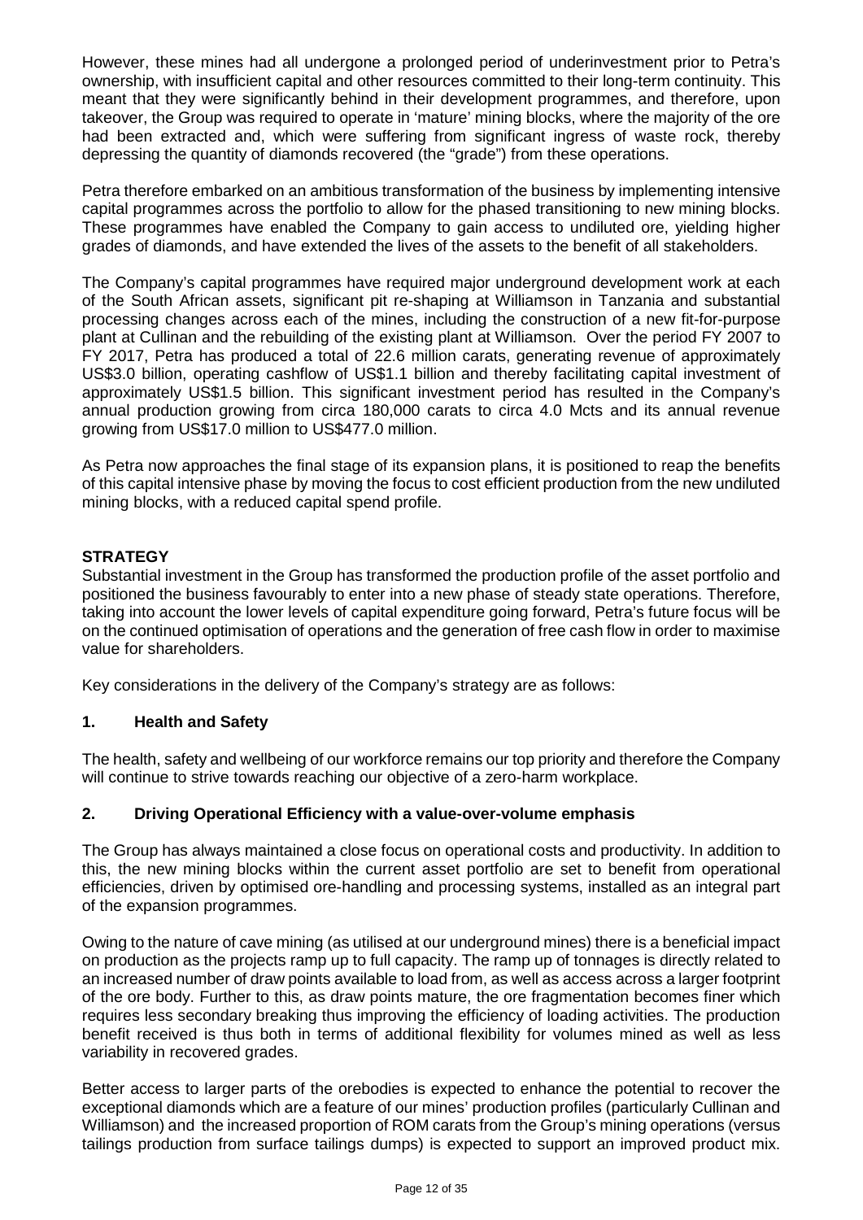However, these mines had all undergone a prolonged period of underinvestment prior to Petra's ownership, with insufficient capital and other resources committed to their long-term continuity. This meant that they were significantly behind in their development programmes, and therefore, upon takeover, the Group was required to operate in 'mature' mining blocks, where the majority of the ore had been extracted and, which were suffering from significant ingress of waste rock, thereby depressing the quantity of diamonds recovered (the "grade") from these operations.

Petra therefore embarked on an ambitious transformation of the business by implementing intensive capital programmes across the portfolio to allow for the phased transitioning to new mining blocks. These programmes have enabled the Company to gain access to undiluted ore, yielding higher grades of diamonds, and have extended the lives of the assets to the benefit of all stakeholders.

The Company's capital programmes have required major underground development work at each of the South African assets, significant pit re-shaping at Williamson in Tanzania and substantial processing changes across each of the mines, including the construction of a new fit-for-purpose plant at Cullinan and the rebuilding of the existing plant at Williamson. Over the period FY 2007 to FY 2017, Petra has produced a total of 22.6 million carats, generating revenue of approximately US$3.0 billion, operating cashflow of US$1.1 billion and thereby facilitating capital investment of approximately US$1.5 billion. This significant investment period has resulted in the Company's annual production growing from circa 180,000 carats to circa 4.0 Mcts and its annual revenue growing from US$17.0 million to US$477.0 million.

As Petra now approaches the final stage of its expansion plans, it is positioned to reap the benefits of this capital intensive phase by moving the focus to cost efficient production from the new undiluted mining blocks, with a reduced capital spend profile.

## STRATEGY

Substantial investment in the Group has transformed the production profile of the asset portfolio and positioned the business favourably to enter into a new phase of steady state operations. Therefore, taking into account the lower levels of capital expenditure going forward, Petra's future focus will be on the continued optimisation of operations and the generation of free cash flow in order to maximise value for shareholders.

Key considerations in the delivery of the Company's strategy are as follows:

### 1. Health and Safety

The health, safety and wellbeing of our workforce remains our top priority and therefore the Company will continue to strive towards reaching our objective of a zero-harm workplace.

### 2. Driving Operational Efficiency with a value-over-volume emphasis

The Group has always maintained a close focus on operational costs and productivity. In addition to this, the new mining blocks within the current asset portfolio are set to benefit from operational efficiencies, driven by optimised ore-handling and processing systems, installed as an integral part of the expansion programmes.

Owing to the nature of cave mining (as utilised at our underground mines) there is a beneficial impact on production as the projects ramp up to full capacity. The ramp up of tonnages is directly related to an increased number of draw points available to load from, as well as access across a larger footprint of the ore body. Further to this, as draw points mature, the ore fragmentation becomes finer which requires less secondary breaking thus improving the efficiency of loading activities. The production benefit received is thus both in terms of additional flexibility for volumes mined as well as less variability in recovered grades.

Better access to larger parts of the orebodies is expected to enhance the potential to recover the exceptional diamonds which are a feature of our mines' production profiles (particularly Cullinan and Williamson) and the increased proportion of ROM carats from the Group's mining operations (versus tailings production from surface tailings dumps) is expected to support an improved product mix.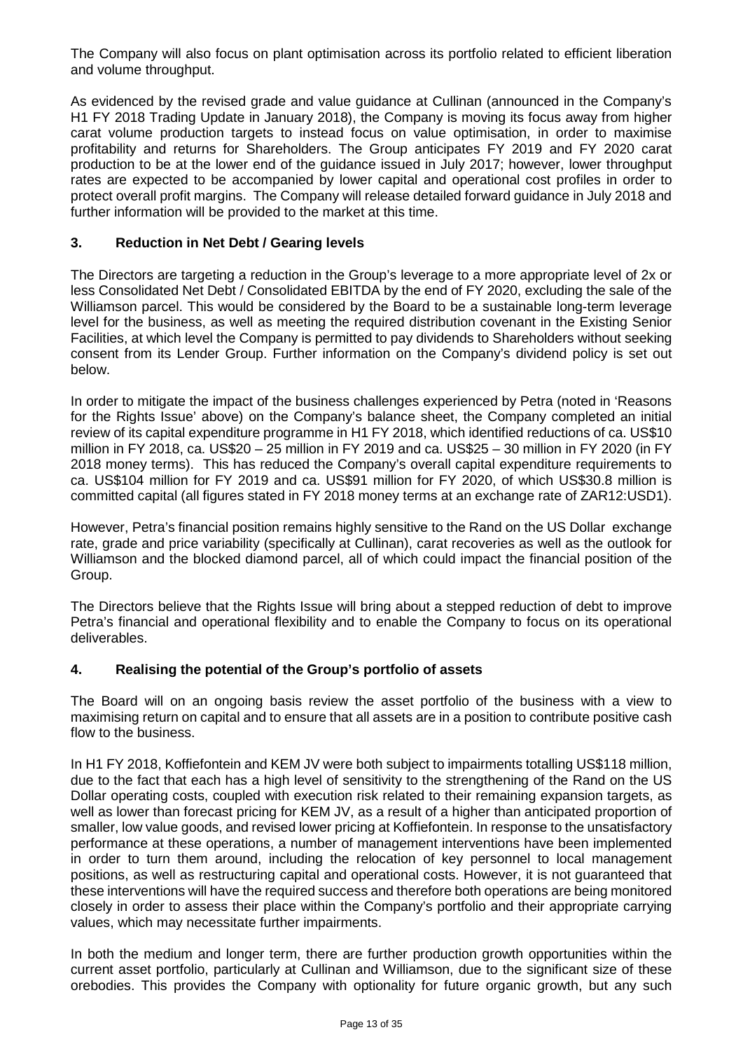The Company will also focus on plant optimisation across its portfolio related to efficient liberation and volume throughput.

As evidenced by the revised grade and value guidance at Cullinan (announced in the Company's H1 FY 2018 Trading Update in January 2018), the Company is moving its focus away from higher carat volume production targets to instead focus on value optimisation, in order to maximise profitability and returns for Shareholders. The Group anticipates FY 2019 and FY 2020 carat production to be at the lower end of the guidance issued in July 2017; however, lower throughput rates are expected to be accompanied by lower capital and operational cost profiles in order to protect overall profit margins. The Company will release detailed forward guidance in July 2018 and further information will be provided to the market at this time.

## 3. Reduction in Net Debt / Gearing levels

The Directors are targeting a reduction in the Group's leverage to a more appropriate level of 2x or less Consolidated Net Debt / Consolidated EBITDA by the end of FY 2020, excluding the sale of the Williamson parcel. This would be considered by the Board to be a sustainable long-term leverage level for the business, as well as meeting the required distribution covenant in the Existing Senior Facilities, at which level the Company is permitted to pay dividends to Shareholders without seeking consent from its Lender Group. Further information on the Company's dividend policy is set out below.

In order to mitigate the impact of the business challenges experienced by Petra (noted in 'Reasons for the Rights Issue' above) on the Company's balance sheet, the Company completed an initial review of its capital expenditure programme in H1 FY 2018, which identified reductions of ca. US$10 million in FY 2018, ca. US$20 – 25 million in FY 2019 and ca. US$25 – 30 million in FY 2020 (in FY 2018 money terms). This has reduced the Company's overall capital expenditure requirements to ca. US$104 million for FY 2019 and ca. US$91 million for FY 2020, of which US$30.8 million is committed capital (all figures stated in FY 2018 money terms at an exchange rate of ZAR12:USD1).

However, Petra's financial position remains highly sensitive to the Rand on the US Dollar exchange rate, grade and price variability (specifically at Cullinan), carat recoveries as well as the outlook for Williamson and the blocked diamond parcel, all of which could impact the financial position of the Group.

The Directors believe that the Rights Issue will bring about a stepped reduction of debt to improve Petra's financial and operational flexibility and to enable the Company to focus on its operational deliverables.

## 4. Realising the potential of the Group's portfolio of assets

The Board will on an ongoing basis review the asset portfolio of the business with a view to maximising return on capital and to ensure that all assets are in a position to contribute positive cash flow to the business.

In H1 FY 2018, Koffiefontein and KEM JV were both subject to impairments totalling US$118 million, due to the fact that each has a high level of sensitivity to the strengthening of the Rand on the US Dollar operating costs, coupled with execution risk related to their remaining expansion targets, as well as lower than forecast pricing for KEM JV, as a result of a higher than anticipated proportion of smaller, low value goods, and revised lower pricing at Koffiefontein. In response to the unsatisfactory performance at these operations, a number of management interventions have been implemented in order to turn them around, including the relocation of key personnel to local management positions, as well as restructuring capital and operational costs. However, it is not guaranteed that these interventions will have the required success and therefore both operations are being monitored closely in order to assess their place within the Company's portfolio and their appropriate carrying values, which may necessitate further impairments.

In both the medium and longer term, there are further production growth opportunities within the current asset portfolio, particularly at Cullinan and Williamson, due to the significant size of these orebodies. This provides the Company with optionality for future organic growth, but any such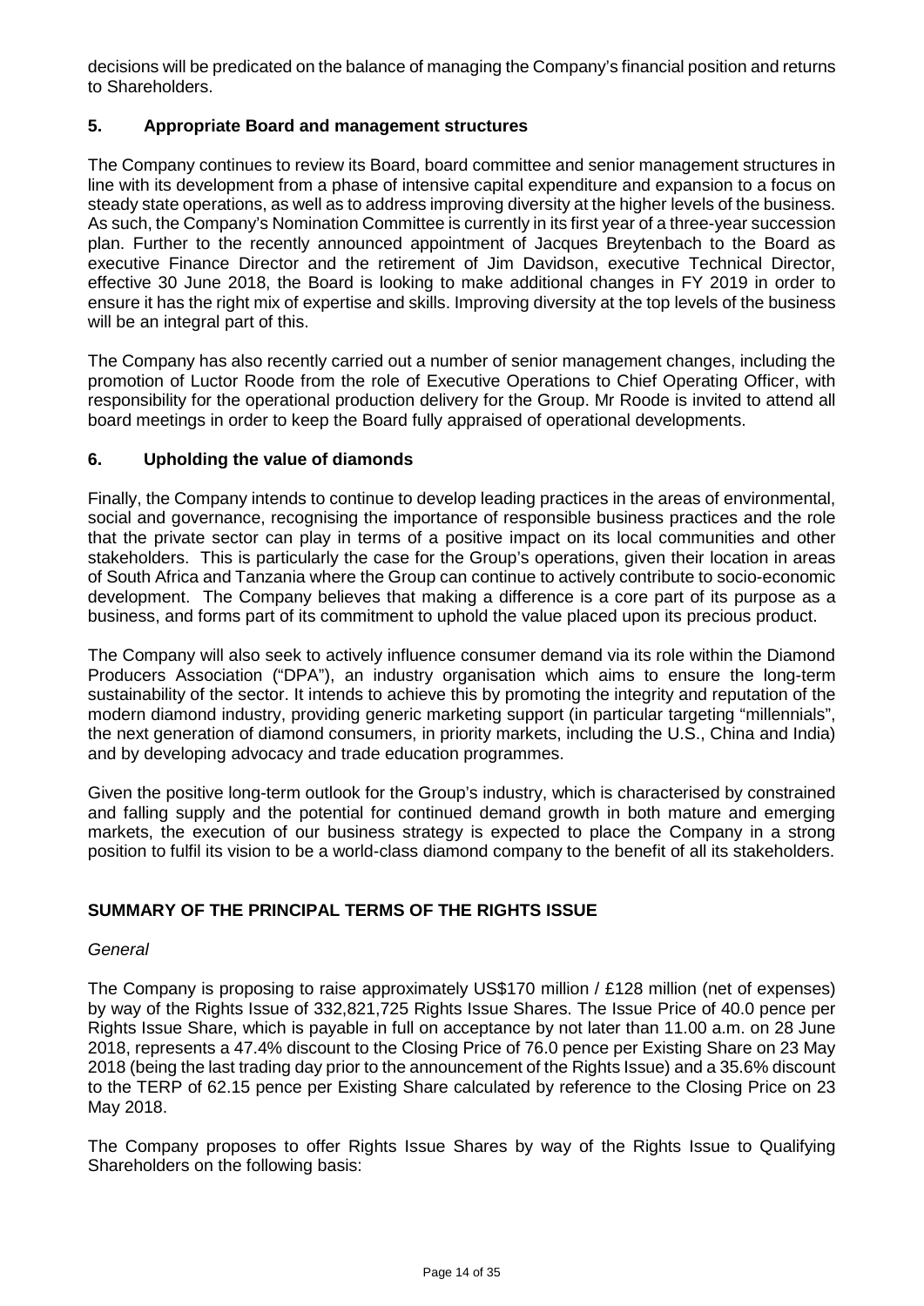decisions will be predicated on the balance of managing the Company's financial position and returns to Shareholders.

## 5. Appropriate Board and management structures

The Company continues to review its Board, board committee and senior management structures in line with its development from a phase of intensive capital expenditure and expansion to a focus on steady state operations, as well as to address improving diversity at the higher levels of the business. As such, the Company's Nomination Committee is currently in its first year of a three-year succession plan. Further to the recently announced appointment of Jacques Breytenbach to the Board as executive Finance Director and the retirement of Jim Davidson, executive Technical Director, effective 30 June 2018, the Board is looking to make additional changes in FY 2019 in order to ensure it has the right mix of expertise and skills. Improving diversity at the top levels of the business will be an integral part of this.

The Company has also recently carried out a number of senior management changes, including the promotion of Luctor Roode from the role of Executive Operations to Chief Operating Officer, with responsibility for the operational production delivery for the Group. Mr Roode is invited to attend all board meetings in order to keep the Board fully appraised of operational developments.

## 6. Upholding the value of diamonds

Finally, the Company intends to continue to develop leading practices in the areas of environmental, social and governance, recognising the importance of responsible business practices and the role that the private sector can play in terms of a positive impact on its local communities and other stakeholders. This is particularly the case for the Group's operations, given their location in areas of South Africa and Tanzania where the Group can continue to actively contribute to socio-economic development. The Company believes that making a difference is a core part of its purpose as a business, and forms part of its commitment to uphold the value placed upon its precious product.

The Company will also seek to actively influence consumer demand via its role within the Diamond Producers Association ("DPA"), an industry organisation which aims to ensure the long-term sustainability of the sector. It intends to achieve this by promoting the integrity and reputation of the modern diamond industry, providing generic marketing support (in particular targeting "millennials", the next generation of diamond consumers, in priority markets, including the U.S., China and India) and by developing advocacy and trade education programmes.

Given the positive long-term outlook for the Group's industry, which is characterised by constrained and falling supply and the potential for continued demand growth in both mature and emerging markets, the execution of our business strategy is expected to place the Company in a strong position to fulfil its vision to be a world-class diamond company to the benefit of all its stakeholders.

## SUMMARY OF THE PRINCIPAL TERMS OF THE RIGHTS ISSUE

*General*

The Company is proposing to raise approximately US$170 million / £128 million (net of expenses) by way of the Rights Issue of 332,821,725 Rights Issue Shares. The Issue Price of 40.0 pence per Rights Issue Share, which is payable in full on acceptance by not later than 11.00 a.m. on 28 June 2018, represents a 47.4% discount to the Closing Price of 76.0 pence per Existing Share on 23 May 2018 (being the last trading day prior to the announcement of the Rights Issue) and a 35.6% discount to the TERP of 62.15 pence per Existing Share calculated by reference to the Closing Price on 23 May 2018.

The Company proposes to offer Rights Issue Shares by way of the Rights Issue to Qualifying Shareholders on the following basis: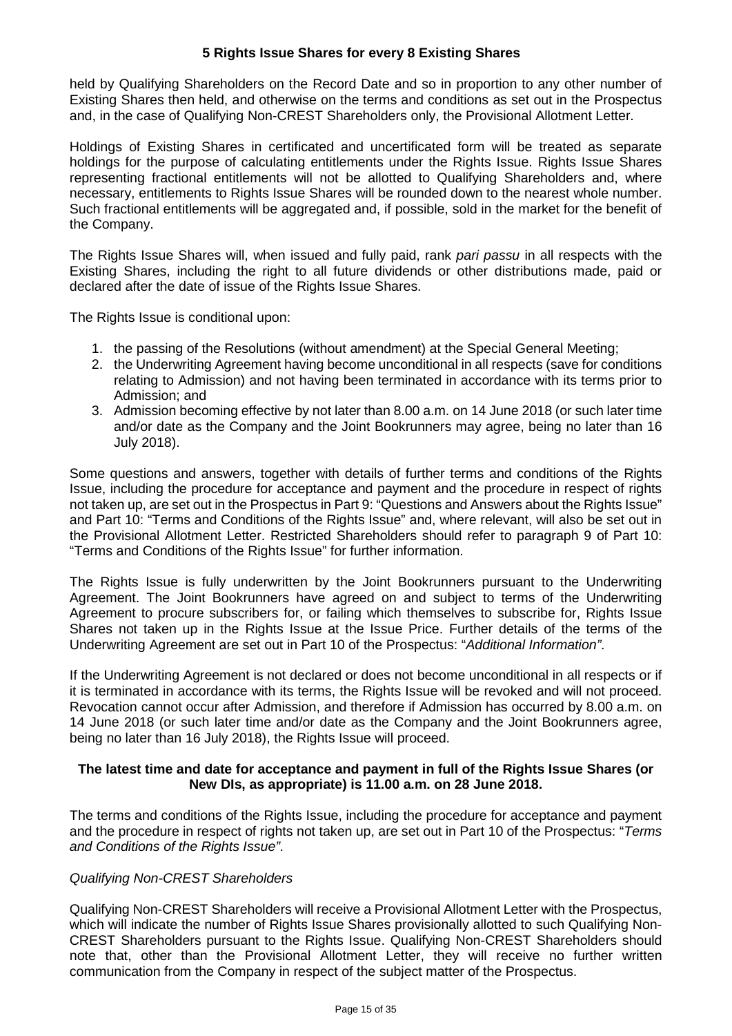**5 Rights Issue Shares for every 8 Existing Shares**

held by Qualifying Shareholders on the Record Date and so in proportion to any other number of Existing Shares then held, and otherwise on the terms and conditions as set out in the Prospectus and, in the case of Qualifying Non-CREST Shareholders only, the Provisional Allotment Letter.

Holdings of Existing Shares in certificated and uncertificated form will be treated as separate holdings for the purpose of calculating entitlements under the Rights Issue. Rights Issue Shares representing fractional entitlements will not be allotted to Qualifying Shareholders and, where necessary, entitlements to Rights Issue Shares will be rounded down to the nearest whole number. Such fractional entitlements will be aggregated and, if possible, sold in the market for the benefit of the Company.

The Rights Issue Shares will, when issued and fully paid, rank *pari passu* in all respects with the Existing Shares, including the right to all future dividends or other distributions made, paid or declared after the date of issue of the Rights Issue Shares.

The Rights Issue is conditional upon:

1. the passing of the Resolutions (without amendment) at the Special General Meeting;
2. the Underwriting Agreement having become unconditional in all respects (save for conditions relating to Admission) and not having been terminated in accordance with its terms prior to Admission; and
3. Admission becoming effective by not later than 8.00 a.m. on 14 June 2018 (or such later time and/or date as the Company and the Joint Bookrunners may agree, being no later than 16 July 2018).

Some questions and answers, together with details of further terms and conditions of the Rights Issue, including the procedure for acceptance and payment and the procedure in respect of rights not taken up, are set out in the Prospectus in Part 9: "Questions and Answers about the Rights Issue" and Part 10: "Terms and Conditions of the Rights Issue" and, where relevant, will also be set out in the Provisional Allotment Letter. Restricted Shareholders should refer to paragraph 9 of Part 10: "Terms and Conditions of the Rights Issue" for further information.

The Rights Issue is fully underwritten by the Joint Bookrunners pursuant to the Underwriting Agreement. The Joint Bookrunners have agreed on and subject to terms of the Underwriting Agreement to procure subscribers for, or failing which themselves to subscribe for, Rights Issue Shares not taken up in the Rights Issue at the Issue Price. Further details of the terms of the Underwriting Agreement are set out in Part 10 of the Prospectus: "*Additional Information"*.

If the Underwriting Agreement is not declared or does not become unconditional in all respects or if it is terminated in accordance with its terms, the Rights Issue will be revoked and will not proceed. Revocation cannot occur after Admission, and therefore if Admission has occurred by 8.00 a.m. on 14 June 2018 (or such later time and/or date as the Company and the Joint Bookrunners agree, being no later than 16 July 2018), the Rights Issue will proceed.

**The latest time and date for acceptance and payment in full of the Rights Issue Shares (or New DIs, as appropriate) is 11.00 a.m. on 28 June 2018.**

The terms and conditions of the Rights Issue, including the procedure for acceptance and payment and the procedure in respect of rights not taken up, are set out in Part 10 of the Prospectus: "*Terms and Conditions of the Rights Issue"*.

*Qualifying Non-CREST Shareholders*

Qualifying Non-CREST Shareholders will receive a Provisional Allotment Letter with the Prospectus, which will indicate the number of Rights Issue Shares provisionally allotted to such Qualifying Non-CREST Shareholders pursuant to the Rights Issue. Qualifying Non-CREST Shareholders should note that, other than the Provisional Allotment Letter, they will receive no further written communication from the Company in respect of the subject matter of the Prospectus.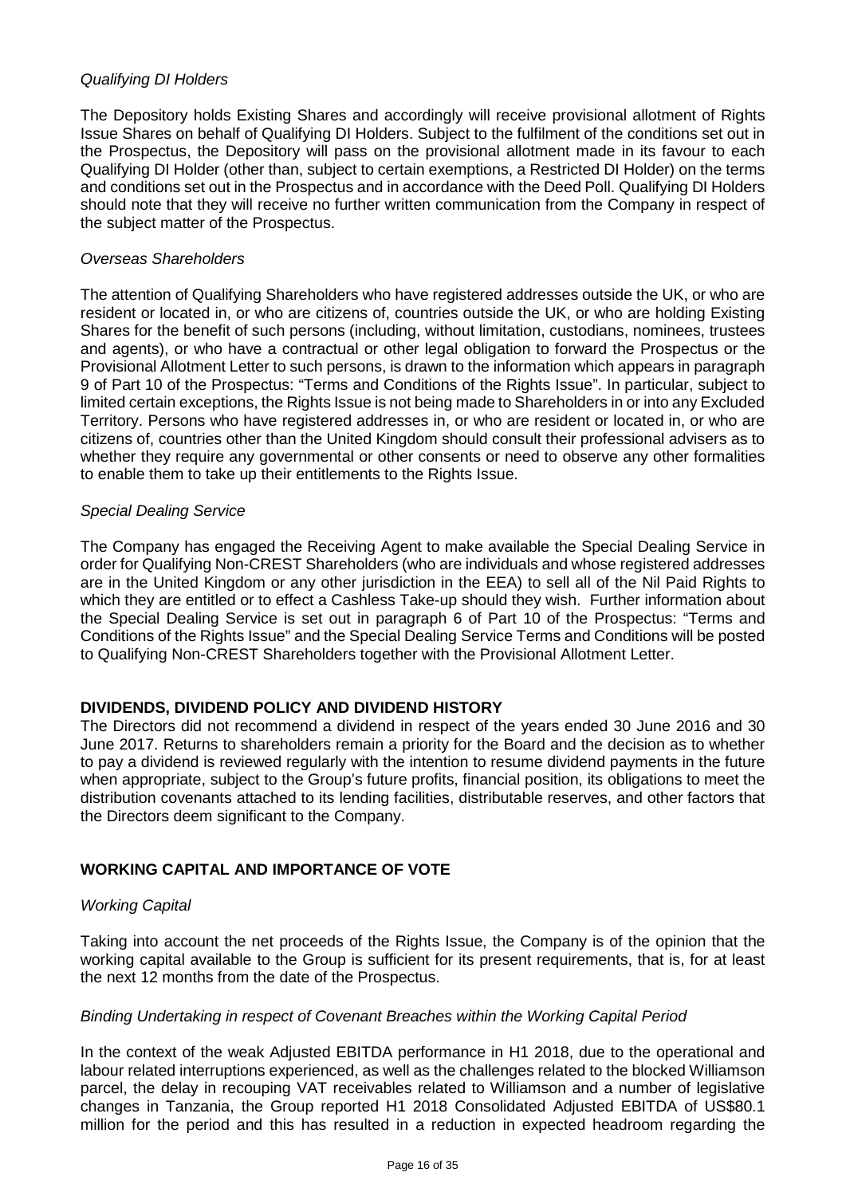*Qualifying DI Holders*

The Depository holds Existing Shares and accordingly will receive provisional allotment of Rights Issue Shares on behalf of Qualifying DI Holders. Subject to the fulfilment of the conditions set out in the Prospectus, the Depository will pass on the provisional allotment made in its favour to each Qualifying DI Holder (other than, subject to certain exemptions, a Restricted DI Holder) on the terms and conditions set out in the Prospectus and in accordance with the Deed Poll. Qualifying DI Holders should note that they will receive no further written communication from the Company in respect of the subject matter of the Prospectus.

*Overseas Shareholders*

The attention of Qualifying Shareholders who have registered addresses outside the UK, or who are resident or located in, or who are citizens of, countries outside the UK, or who are holding Existing Shares for the benefit of such persons (including, without limitation, custodians, nominees, trustees and agents), or who have a contractual or other legal obligation to forward the Prospectus or the Provisional Allotment Letter to such persons, is drawn to the information which appears in paragraph 9 of Part 10 of the Prospectus: "Terms and Conditions of the Rights Issue". In particular, subject to limited certain exceptions, the Rights Issue is not being made to Shareholders in or into any Excluded Territory. Persons who have registered addresses in, or who are resident or located in, or who are citizens of, countries other than the United Kingdom should consult their professional advisers as to whether they require any governmental or other consents or need to observe any other formalities to enable them to take up their entitlements to the Rights Issue.

*Special Dealing Service*

The Company has engaged the Receiving Agent to make available the Special Dealing Service in order for Qualifying Non-CREST Shareholders (who are individuals and whose registered addresses are in the United Kingdom or any other jurisdiction in the EEA) to sell all of the Nil Paid Rights to which they are entitled or to effect a Cashless Take-up should they wish. Further information about the Special Dealing Service is set out in paragraph 6 of Part 10 of the Prospectus: "Terms and Conditions of the Rights Issue" and the Special Dealing Service Terms and Conditions will be posted to Qualifying Non-CREST Shareholders together with the Provisional Allotment Letter.

## DIVIDENDS, DIVIDEND POLICY AND DIVIDEND HISTORY

The Directors did not recommend a dividend in respect of the years ended 30 June 2016 and 30 June 2017. Returns to shareholders remain a priority for the Board and the decision as to whether to pay a dividend is reviewed regularly with the intention to resume dividend payments in the future when appropriate, subject to the Group's future profits, financial position, its obligations to meet the distribution covenants attached to its lending facilities, distributable reserves, and other factors that the Directors deem significant to the Company.

## WORKING CAPITAL AND IMPORTANCE OF VOTE

*Working Capital*

Taking into account the net proceeds of the Rights Issue, the Company is of the opinion that the working capital available to the Group is sufficient for its present requirements, that is, for at least the next 12 months from the date of the Prospectus.

*Binding Undertaking in respect of Covenant Breaches within the Working Capital Period*

In the context of the weak Adjusted EBITDA performance in H1 2018, due to the operational and labour related interruptions experienced, as well as the challenges related to the blocked Williamson parcel, the delay in recouping VAT receivables related to Williamson and a number of legislative changes in Tanzania, the Group reported H1 2018 Consolidated Adjusted EBITDA of US$80.1 million for the period and this has resulted in a reduction in expected headroom regarding the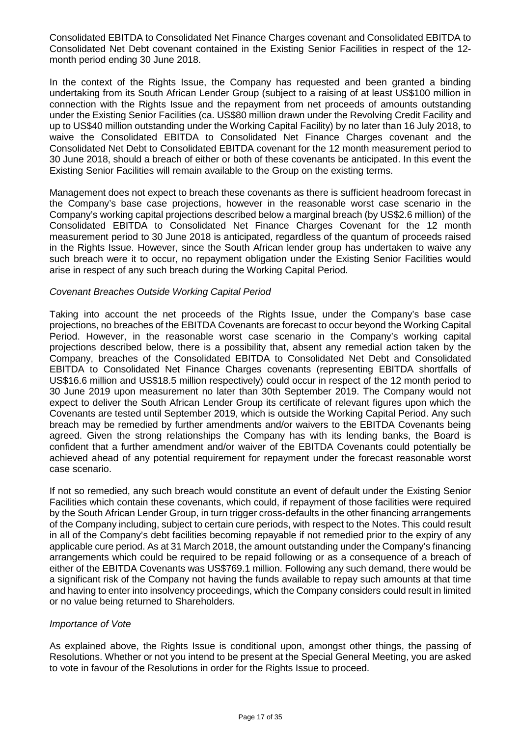Consolidated EBITDA to Consolidated Net Finance Charges covenant and Consolidated EBITDA to Consolidated Net Debt covenant contained in the Existing Senior Facilities in respect of the 12-month period ending 30 June 2018.

In the context of the Rights Issue, the Company has requested and been granted a binding undertaking from its South African Lender Group (subject to a raising of at least US$100 million in connection with the Rights Issue and the repayment from net proceeds of amounts outstanding under the Existing Senior Facilities (ca. US$80 million drawn under the Revolving Credit Facility and up to US$40 million outstanding under the Working Capital Facility) by no later than 16 July 2018, to waive the Consolidated EBITDA to Consolidated Net Finance Charges covenant and the Consolidated Net Debt to Consolidated EBITDA covenant for the 12 month measurement period to 30 June 2018, should a breach of either or both of these covenants be anticipated. In this event the Existing Senior Facilities will remain available to the Group on the existing terms.

Management does not expect to breach these covenants as there is sufficient headroom forecast in the Company's base case projections, however in the reasonable worst case scenario in the Company's working capital projections described below a marginal breach (by US$2.6 million) of the Consolidated EBITDA to Consolidated Net Finance Charges Covenant for the 12 month measurement period to 30 June 2018 is anticipated, regardless of the quantum of proceeds raised in the Rights Issue. However, since the South African lender group has undertaken to waive any such breach were it to occur, no repayment obligation under the Existing Senior Facilities would arise in respect of any such breach during the Working Capital Period.

*Covenant Breaches Outside Working Capital Period*

Taking into account the net proceeds of the Rights Issue, under the Company's base case projections, no breaches of the EBITDA Covenants are forecast to occur beyond the Working Capital Period. However, in the reasonable worst case scenario in the Company's working capital projections described below, there is a possibility that, absent any remedial action taken by the Company, breaches of the Consolidated EBITDA to Consolidated Net Debt and Consolidated EBITDA to Consolidated Net Finance Charges covenants (representing EBITDA shortfalls of US$16.6 million and US$18.5 million respectively) could occur in respect of the 12 month period to 30 June 2019 upon measurement no later than 30th September 2019. The Company would not expect to deliver the South African Lender Group its certificate of relevant figures upon which the Covenants are tested until September 2019, which is outside the Working Capital Period. Any such breach may be remedied by further amendments and/or waivers to the EBITDA Covenants being agreed. Given the strong relationships the Company has with its lending banks, the Board is confident that a further amendment and/or waiver of the EBITDA Covenants could potentially be achieved ahead of any potential requirement for repayment under the forecast reasonable worst case scenario.

If not so remedied, any such breach would constitute an event of default under the Existing Senior Facilities which contain these covenants, which could, if repayment of those facilities were required by the South African Lender Group, in turn trigger cross-defaults in the other financing arrangements of the Company including, subject to certain cure periods, with respect to the Notes. This could result in all of the Company's debt facilities becoming repayable if not remedied prior to the expiry of any applicable cure period. As at 31 March 2018, the amount outstanding under the Company's financing arrangements which could be required to be repaid following or as a consequence of a breach of either of the EBITDA Covenants was US$769.1 million. Following any such demand, there would be a significant risk of the Company not having the funds available to repay such amounts at that time and having to enter into insolvency proceedings, which the Company considers could result in limited or no value being returned to Shareholders.

*Importance of Vote*

As explained above, the Rights Issue is conditional upon, amongst other things, the passing of Resolutions. Whether or not you intend to be present at the Special General Meeting, you are asked to vote in favour of the Resolutions in order for the Rights Issue to proceed.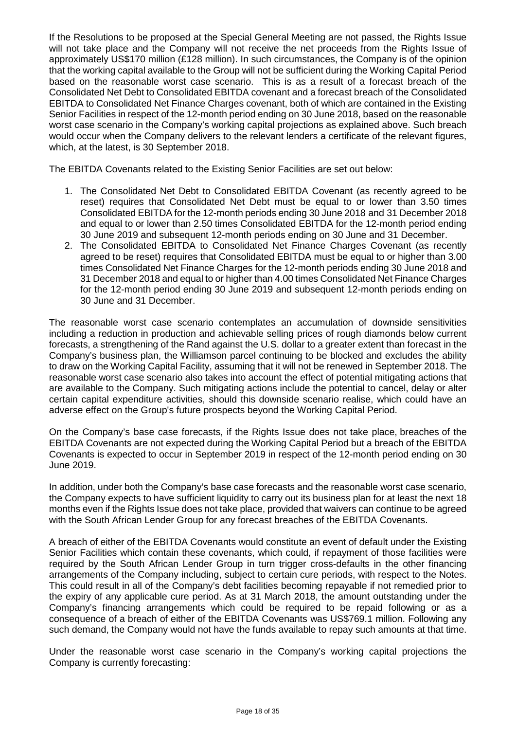If the Resolutions to be proposed at the Special General Meeting are not passed, the Rights Issue will not take place and the Company will not receive the net proceeds from the Rights Issue of approximately US$170 million (£128 million). In such circumstances, the Company is of the opinion that the working capital available to the Group will not be sufficient during the Working Capital Period based on the reasonable worst case scenario. This is as a result of a forecast breach of the Consolidated Net Debt to Consolidated EBITDA covenant and a forecast breach of the Consolidated EBITDA to Consolidated Net Finance Charges covenant, both of which are contained in the Existing Senior Facilities in respect of the 12-month period ending on 30 June 2018, based on the reasonable worst case scenario in the Company's working capital projections as explained above. Such breach would occur when the Company delivers to the relevant lenders a certificate of the relevant figures, which, at the latest, is 30 September 2018.

The EBITDA Covenants related to the Existing Senior Facilities are set out below:

1. The Consolidated Net Debt to Consolidated EBITDA Covenant (as recently agreed to be reset) requires that Consolidated Net Debt must be equal to or lower than 3.50 times Consolidated EBITDA for the 12-month periods ending 30 June 2018 and 31 December 2018 and equal to or lower than 2.50 times Consolidated EBITDA for the 12-month period ending 30 June 2019 and subsequent 12-month periods ending on 30 June and 31 December.
2. The Consolidated EBITDA to Consolidated Net Finance Charges Covenant (as recently agreed to be reset) requires that Consolidated EBITDA must be equal to or higher than 3.00 times Consolidated Net Finance Charges for the 12-month periods ending 30 June 2018 and 31 December 2018 and equal to or higher than 4.00 times Consolidated Net Finance Charges for the 12-month period ending 30 June 2019 and subsequent 12-month periods ending on 30 June and 31 December.

The reasonable worst case scenario contemplates an accumulation of downside sensitivities including a reduction in production and achievable selling prices of rough diamonds below current forecasts, a strengthening of the Rand against the U.S. dollar to a greater extent than forecast in the Company's business plan, the Williamson parcel continuing to be blocked and excludes the ability to draw on the Working Capital Facility, assuming that it will not be renewed in September 2018. The reasonable worst case scenario also takes into account the effect of potential mitigating actions that are available to the Company. Such mitigating actions include the potential to cancel, delay or alter certain capital expenditure activities, should this downside scenario realise, which could have an adverse effect on the Group's future prospects beyond the Working Capital Period.

On the Company's base case forecasts, if the Rights Issue does not take place, breaches of the EBITDA Covenants are not expected during the Working Capital Period but a breach of the EBITDA Covenants is expected to occur in September 2019 in respect of the 12-month period ending on 30 June 2019.

In addition, under both the Company's base case forecasts and the reasonable worst case scenario, the Company expects to have sufficient liquidity to carry out its business plan for at least the next 18 months even if the Rights Issue does not take place, provided that waivers can continue to be agreed with the South African Lender Group for any forecast breaches of the EBITDA Covenants.

A breach of either of the EBITDA Covenants would constitute an event of default under the Existing Senior Facilities which contain these covenants, which could, if repayment of those facilities were required by the South African Lender Group in turn trigger cross-defaults in the other financing arrangements of the Company including, subject to certain cure periods, with respect to the Notes. This could result in all of the Company's debt facilities becoming repayable if not remedied prior to the expiry of any applicable cure period. As at 31 March 2018, the amount outstanding under the Company's financing arrangements which could be required to be repaid following or as a consequence of a breach of either of the EBITDA Covenants was US$769.1 million. Following any such demand, the Company would not have the funds available to repay such amounts at that time.

Under the reasonable worst case scenario in the Company's working capital projections the Company is currently forecasting: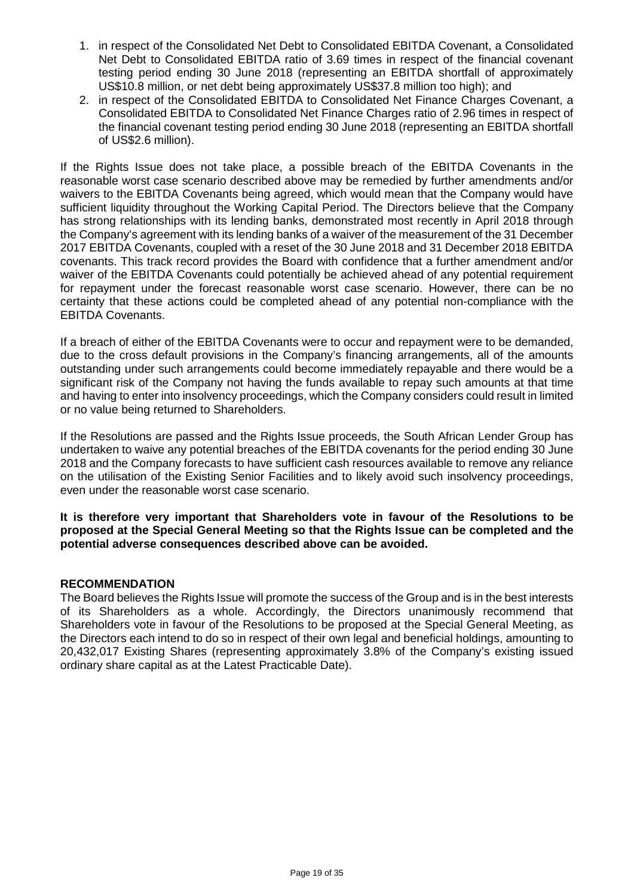1. in respect of the Consolidated Net Debt to Consolidated EBITDA Covenant, a Consolidated Net Debt to Consolidated EBITDA ratio of 3.69 times in respect of the financial covenant testing period ending 30 June 2018 (representing an EBITDA shortfall of approximately US$10.8 million, or net debt being approximately US$37.8 million too high); and
2. in respect of the Consolidated EBITDA to Consolidated Net Finance Charges Covenant, a Consolidated EBITDA to Consolidated Net Finance Charges ratio of 2.96 times in respect of the financial covenant testing period ending 30 June 2018 (representing an EBITDA shortfall of US$2.6 million).

If the Rights Issue does not take place, a possible breach of the EBITDA Covenants in the reasonable worst case scenario described above may be remedied by further amendments and/or waivers to the EBITDA Covenants being agreed, which would mean that the Company would have sufficient liquidity throughout the Working Capital Period. The Directors believe that the Company has strong relationships with its lending banks, demonstrated most recently in April 2018 through the Company's agreement with its lending banks of a waiver of the measurement of the 31 December 2017 EBITDA Covenants, coupled with a reset of the 30 June 2018 and 31 December 2018 EBITDA covenants. This track record provides the Board with confidence that a further amendment and/or waiver of the EBITDA Covenants could potentially be achieved ahead of any potential requirement for repayment under the forecast reasonable worst case scenario. However, there can be no certainty that these actions could be completed ahead of any potential non-compliance with the EBITDA Covenants.

If a breach of either of the EBITDA Covenants were to occur and repayment were to be demanded, due to the cross default provisions in the Company's financing arrangements, all of the amounts outstanding under such arrangements could become immediately repayable and there would be a significant risk of the Company not having the funds available to repay such amounts at that time and having to enter into insolvency proceedings, which the Company considers could result in limited or no value being returned to Shareholders.

If the Resolutions are passed and the Rights Issue proceeds, the South African Lender Group has undertaken to waive any potential breaches of the EBITDA covenants for the period ending 30 June 2018 and the Company forecasts to have sufficient cash resources available to remove any reliance on the utilisation of the Existing Senior Facilities and to likely avoid such insolvency proceedings, even under the reasonable worst case scenario.

**It is therefore very important that Shareholders vote in favour of the Resolutions to be proposed at the Special General Meeting so that the Rights Issue can be completed and the potential adverse consequences described above can be avoided.**

## RECOMMENDATION

The Board believes the Rights Issue will promote the success of the Group and is in the best interests of its Shareholders as a whole. Accordingly, the Directors unanimously recommend that Shareholders vote in favour of the Resolutions to be proposed at the Special General Meeting, as the Directors each intend to do so in respect of their own legal and beneficial holdings, amounting to 20,432,017 Existing Shares (representing approximately 3.8% of the Company's existing issued ordinary share capital as at the Latest Practicable Date).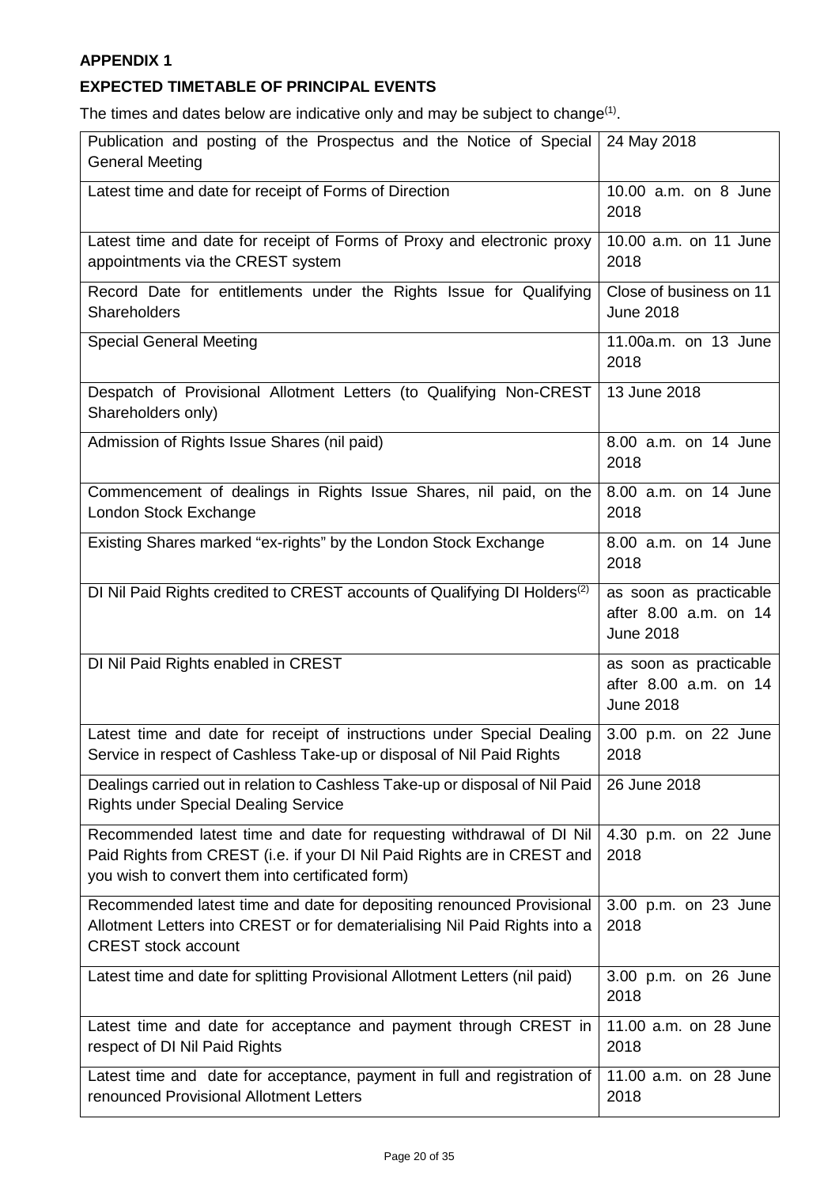**APPENDIX 1**

**EXPECTED TIMETABLE OF PRINCIPAL EVENTS**

The times and dates below are indicative only and may be subject to change[(1)].

| Event | Time and date |
| --- | --- |
| Publication and posting of the Prospectus and the Notice of Special General Meeting | 24 May 2018 |
| Latest time and date for receipt of Forms of Direction | 10.00 a.m. on 8 June 2018 |
| Latest time and date for receipt of Forms of Proxy and electronic proxy appointments via the CREST system | 10.00 a.m. on 11 June 2018 |
| Record Date for entitlements under the Rights Issue for Qualifying Shareholders | Close of business on 11 June 2018 |
| Special General Meeting | 11.00a.m. on 13 June 2018 |
| Despatch of Provisional Allotment Letters (to Qualifying Non-CREST Shareholders only) | 13 June 2018 |
| Admission of Rights Issue Shares (nil paid) | 8.00 a.m. on 14 June 2018 |
| Commencement of dealings in Rights Issue Shares, nil paid, on the London Stock Exchange | 8.00 a.m. on 14 June 2018 |
| Existing Shares marked "ex-rights" by the London Stock Exchange | 8.00 a.m. on 14 June 2018 |
| DI Nil Paid Rights credited to CREST accounts of Qualifying DI Holders[(2)] | as soon as practicable after 8.00 a.m. on 14 June 2018 |
| DI Nil Paid Rights enabled in CREST | as soon as practicable after 8.00 a.m. on 14 June 2018 |
| Latest time and date for receipt of instructions under Special Dealing Service in respect of Cashless Take-up or disposal of Nil Paid Rights | 3.00 p.m. on 22 June 2018 |
| Dealings carried out in relation to Cashless Take-up or disposal of Nil Paid Rights under Special Dealing Service | 26 June 2018 |
| Recommended latest time and date for requesting withdrawal of DI Nil Paid Rights from CREST (i.e. if your DI Nil Paid Rights are in CREST and you wish to convert them into certificated form) | 4.30 p.m. on 22 June 2018 |
| Recommended latest time and date for depositing renounced Provisional Allotment Letters into CREST or for dematerialising Nil Paid Rights into a CREST stock account | 3.00 p.m. on 23 June 2018 |
| Latest time and date for splitting Provisional Allotment Letters (nil paid) | 3.00 p.m. on 26 June 2018 |
| Latest time and date for acceptance and payment through CREST in respect of DI Nil Paid Rights | 11.00 a.m. on 28 June 2018 |
| Latest time and date for acceptance, payment in full and registration of renounced Provisional Allotment Letters | 11.00 a.m. on 28 June 2018 |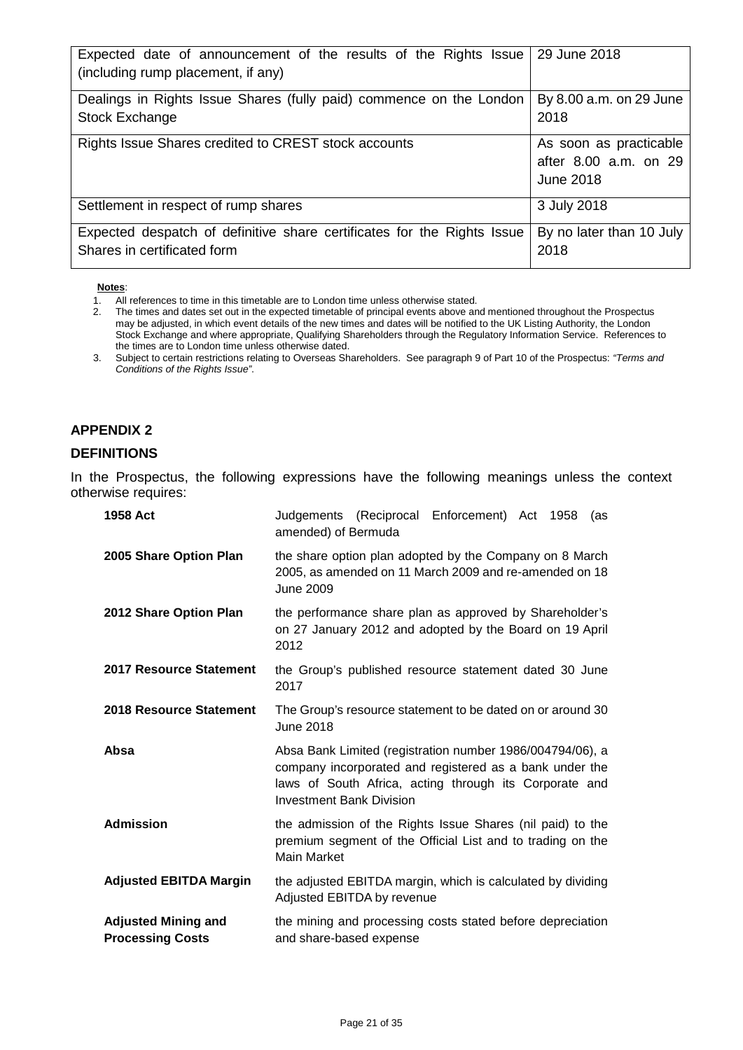| | |
|---|---|
| Expected date of announcement of the results of the Rights Issue (including rump placement, if any) | 29 June 2018 |
| Dealings in Rights Issue Shares (fully paid) commence on the London Stock Exchange | By 8.00 a.m. on 29 June 2018 |
| Rights Issue Shares credited to CREST stock accounts | As soon as practicable after 8.00 a.m. on 29 June 2018 |
| Settlement in respect of rump shares | 3 July 2018 |
| Expected despatch of definitive share certificates for the Rights Issue Shares in certificated form | By no later than 10 July 2018 |

**Notes**:

1. All references to time in this timetable are to London time unless otherwise stated.
2. The times and dates set out in the expected timetable of principal events above and mentioned throughout the Prospectus may be adjusted, in which event details of the new times and dates will be notified to the UK Listing Authority, the London Stock Exchange and where appropriate, Qualifying Shareholders through the Regulatory Information Service. References to the times are to London time unless otherwise dated.
3. Subject to certain restrictions relating to Overseas Shareholders. See paragraph 9 of Part 10 of the Prospectus: *"Terms and Conditions of the Rights Issue"*.

## APPENDIX 2

## DEFINITIONS

In the Prospectus, the following expressions have the following meanings unless the context otherwise requires:

| | |
|---|---|
| **1958 Act** | Judgements (Reciprocal Enforcement) Act 1958 (as amended) of Bermuda |
| **2005 Share Option Plan** | the share option plan adopted by the Company on 8 March 2005, as amended on 11 March 2009 and re-amended on 18 June 2009 |
| **2012 Share Option Plan** | the performance share plan as approved by Shareholder's on 27 January 2012 and adopted by the Board on 19 April 2012 |
| **2017 Resource Statement** | the Group's published resource statement dated 30 June 2017 |
| **2018 Resource Statement** | The Group's resource statement to be dated on or around 30 June 2018 |
| **Absa** | Absa Bank Limited (registration number 1986/004794/06), a company incorporated and registered as a bank under the laws of South Africa, acting through its Corporate and Investment Bank Division |
| **Admission** | the admission of the Rights Issue Shares (nil paid) to the premium segment of the Official List and to trading on the Main Market |
| **Adjusted EBITDA Margin** | the adjusted EBITDA margin, which is calculated by dividing Adjusted EBITDA by revenue |
| **Adjusted Mining and Processing Costs** | the mining and processing costs stated before depreciation and share-based expense |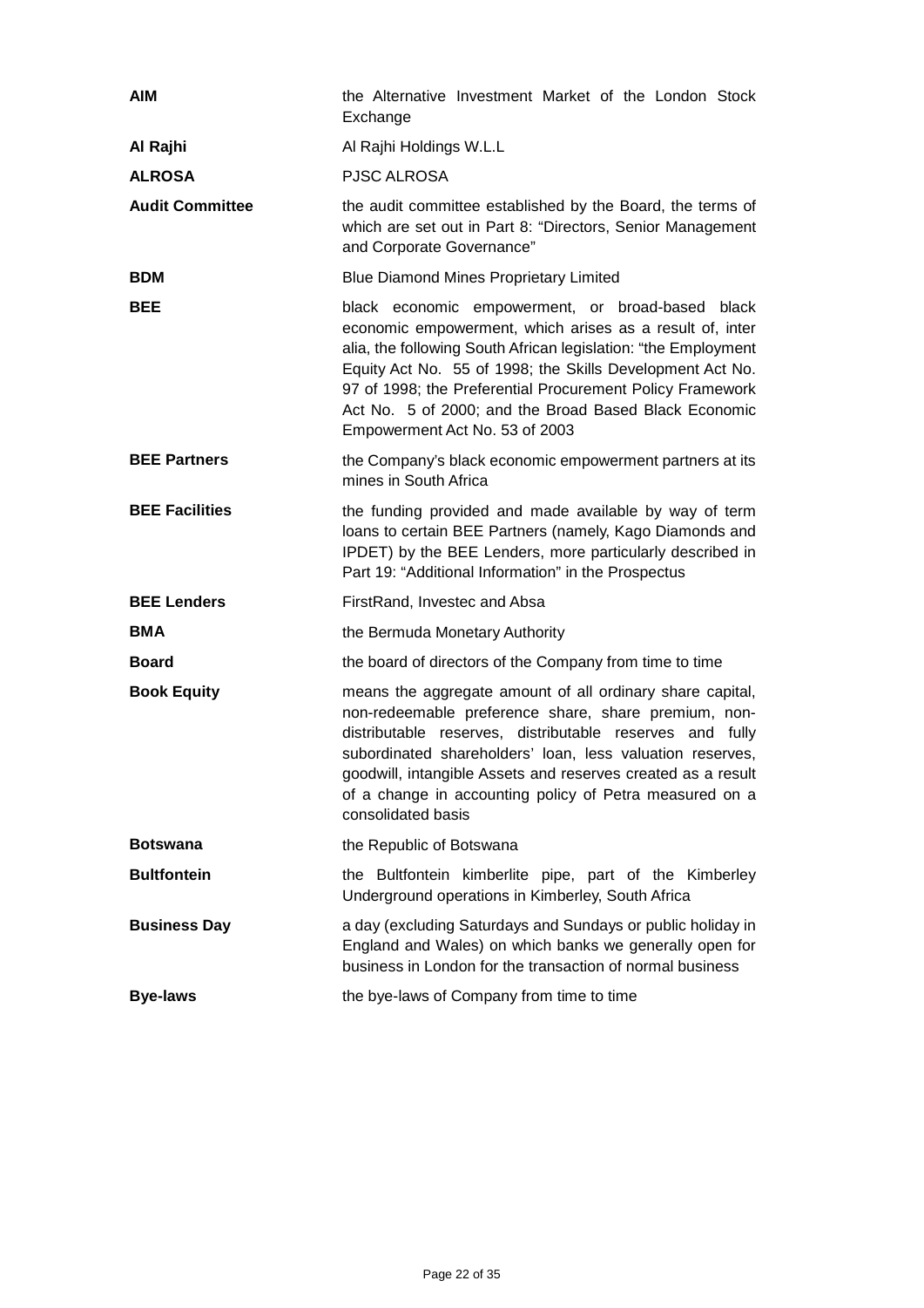| | |
|---|---|
| **AIM** | the Alternative Investment Market of the London Stock Exchange |
| **Al Rajhi** | Al Rajhi Holdings W.L.L |
| **ALROSA** | PJSC ALROSA |
| **Audit Committee** | the audit committee established by the Board, the terms of which are set out in Part 8: "Directors, Senior Management and Corporate Governance" |
| **BDM** | Blue Diamond Mines Proprietary Limited |
| **BEE** | black economic empowerment, or broad-based black economic empowerment, which arises as a result of, inter alia, the following South African legislation: "the Employment Equity Act No. 55 of 1998; the Skills Development Act No. 97 of 1998; the Preferential Procurement Policy Framework Act No. 5 of 2000; and the Broad Based Black Economic Empowerment Act No. 53 of 2003 |
| **BEE Partners** | the Company's black economic empowerment partners at its mines in South Africa |
| **BEE Facilities** | the funding provided and made available by way of term loans to certain BEE Partners (namely, Kago Diamonds and IPDET) by the BEE Lenders, more particularly described in Part 19: "Additional Information" in the Prospectus |
| **BEE Lenders** | FirstRand, Investec and Absa |
| **BMA** | the Bermuda Monetary Authority |
| **Board** | the board of directors of the Company from time to time |
| **Book Equity** | means the aggregate amount of all ordinary share capital, non-redeemable preference share, share premium, non-distributable reserves, distributable reserves and fully subordinated shareholders' loan, less valuation reserves, goodwill, intangible Assets and reserves created as a result of a change in accounting policy of Petra measured on a consolidated basis |
| **Botswana** | the Republic of Botswana |
| **Bultfontein** | the Bultfontein kimberlite pipe, part of the Kimberley Underground operations in Kimberley, South Africa |
| **Business Day** | a day (excluding Saturdays and Sundays or public holiday in England and Wales) on which banks we generally open for business in London for the transaction of normal business |
| **Bye-laws** | the bye-laws of Company from time to time |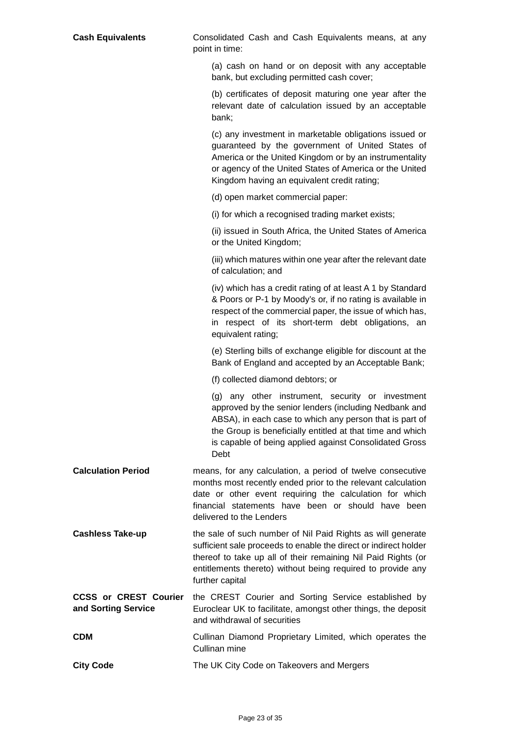| | |
|---|---|
| **Cash Equivalents** | Consolidated Cash and Cash Equivalents means, at any point in time:<br><br>(a) cash on hand or on deposit with any acceptable bank, but excluding permitted cash cover;<br><br>(b) certificates of deposit maturing one year after the relevant date of calculation issued by an acceptable bank;<br><br>(c) any investment in marketable obligations issued or guaranteed by the government of United States of America or the United Kingdom or by an instrumentality or agency of the United States of America or the United Kingdom having an equivalent credit rating;<br><br>(d) open market commercial paper:<br><br>(i) for which a recognised trading market exists;<br><br>(ii) issued in South Africa, the United States of America or the United Kingdom;<br><br>(iii) which matures within one year after the relevant date of calculation; and<br><br>(iv) which has a credit rating of at least A 1 by Standard & Poors or P-1 by Moody's or, if no rating is available in respect of the commercial paper, the issue of which has, in respect of its short-term debt obligations, an equivalent rating;<br><br>(e) Sterling bills of exchange eligible for discount at the Bank of England and accepted by an Acceptable Bank;<br><br>(f) collected diamond debtors; or<br><br>(g) any other instrument, security or investment approved by the senior lenders (including Nedbank and ABSA), in each case to which any person that is part of the Group is beneficially entitled at that time and which is capable of being applied against Consolidated Gross Debt |
| **Calculation Period** | means, for any calculation, a period of twelve consecutive months most recently ended prior to the relevant calculation date or other event requiring the calculation for which financial statements have been or should have been delivered to the Lenders |
| **Cashless Take-up** | the sale of such number of Nil Paid Rights as will generate sufficient sale proceeds to enable the direct or indirect holder thereof to take up all of their remaining Nil Paid Rights (or entitlements thereto) without being required to provide any further capital |
| **CCSS or CREST Courier and Sorting Service** | the CREST Courier and Sorting Service established by Euroclear UK to facilitate, amongst other things, the deposit and withdrawal of securities |
| **CDM** | Cullinan Diamond Proprietary Limited, which operates the Cullinan mine |
| **City Code** | The UK City Code on Takeovers and Mergers |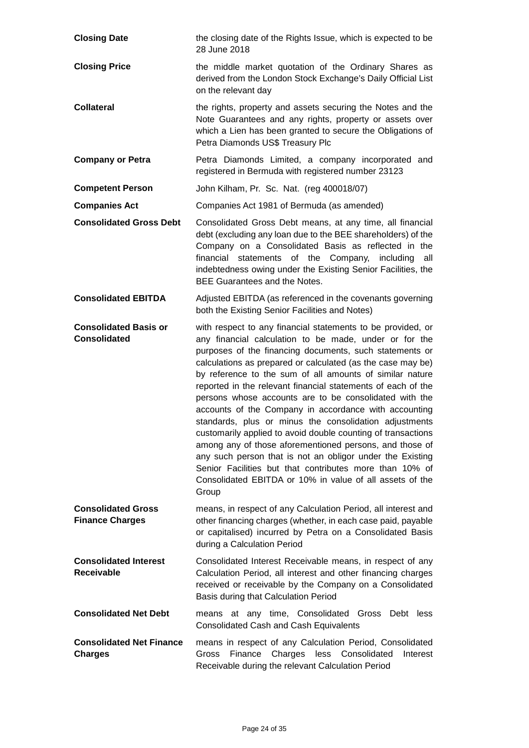| | |
|---|---|
| **Closing Date** | the closing date of the Rights Issue, which is expected to be 28 June 2018 |
| **Closing Price** | the middle market quotation of the Ordinary Shares as derived from the London Stock Exchange's Daily Official List on the relevant day |
| **Collateral** | the rights, property and assets securing the Notes and the Note Guarantees and any rights, property or assets over which a Lien has been granted to secure the Obligations of Petra Diamonds US$ Treasury Plc |
| **Company or Petra** | Petra Diamonds Limited, a company incorporated and registered in Bermuda with registered number 23123 |
| **Competent Person** | John Kilham, Pr. Sc. Nat. (reg 400018/07) |
| **Companies Act** | Companies Act 1981 of Bermuda (as amended) |
| **Consolidated Gross Debt** | Consolidated Gross Debt means, at any time, all financial debt (excluding any loan due to the BEE shareholders) of the Company on a Consolidated Basis as reflected in the financial statements of the Company, including all indebtedness owing under the Existing Senior Facilities, the BEE Guarantees and the Notes. |
| **Consolidated EBITDA** | Adjusted EBITDA (as referenced in the covenants governing both the Existing Senior Facilities and Notes) |
| **Consolidated Basis or Consolidated** | with respect to any financial statements to be provided, or any financial calculation to be made, under or for the purposes of the financing documents, such statements or calculations as prepared or calculated (as the case may be) by reference to the sum of all amounts of similar nature reported in the relevant financial statements of each of the persons whose accounts are to be consolidated with the accounts of the Company in accordance with accounting standards, plus or minus the consolidation adjustments customarily applied to avoid double counting of transactions among any of those aforementioned persons, and those of any such person that is not an obligor under the Existing Senior Facilities but that contributes more than 10% of Consolidated EBITDA or 10% in value of all assets of the Group |
| **Consolidated Gross Finance Charges** | means, in respect of any Calculation Period, all interest and other financing charges (whether, in each case paid, payable or capitalised) incurred by Petra on a Consolidated Basis during a Calculation Period |
| **Consolidated Interest Receivable** | Consolidated Interest Receivable means, in respect of any Calculation Period, all interest and other financing charges received or receivable by the Company on a Consolidated Basis during that Calculation Period |
| **Consolidated Net Debt** | means at any time, Consolidated Gross Debt less Consolidated Cash and Cash Equivalents |
| **Consolidated Net Finance Charges** | means in respect of any Calculation Period, Consolidated Gross Finance Charges less Consolidated Interest Receivable during the relevant Calculation Period |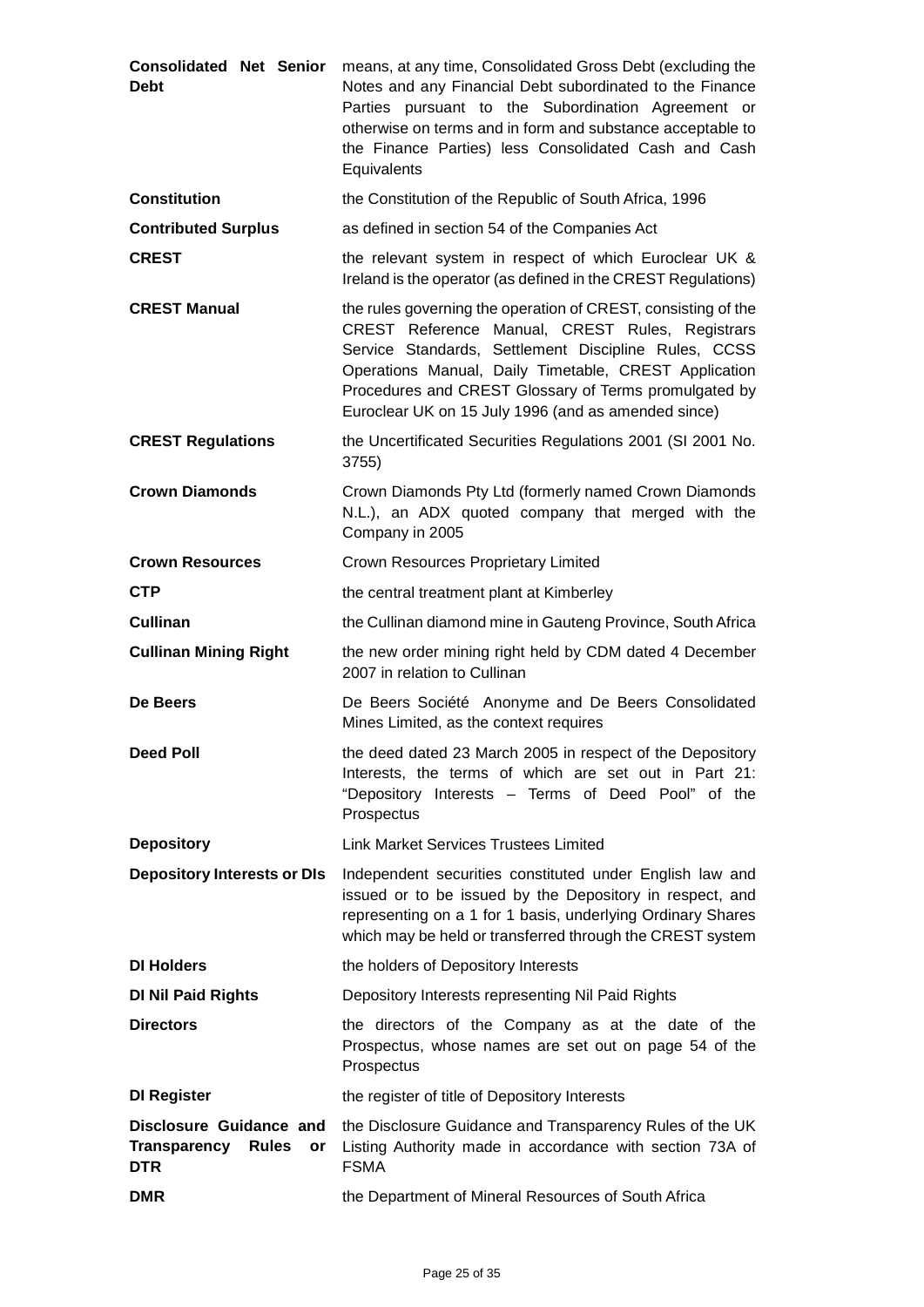| | |
|---|---|
| **Consolidated Net Senior Debt** | means, at any time, Consolidated Gross Debt (excluding the Notes and any Financial Debt subordinated to the Finance Parties pursuant to the Subordination Agreement or otherwise on terms and in form and substance acceptable to the Finance Parties) less Consolidated Cash and Cash Equivalents |
| **Constitution** | the Constitution of the Republic of South Africa, 1996 |
| **Contributed Surplus** | as defined in section 54 of the Companies Act |
| **CREST** | the relevant system in respect of which Euroclear UK & Ireland is the operator (as defined in the CREST Regulations) |
| **CREST Manual** | the rules governing the operation of CREST, consisting of the CREST Reference Manual, CREST Rules, Registrars Service Standards, Settlement Discipline Rules, CCSS Operations Manual, Daily Timetable, CREST Application Procedures and CREST Glossary of Terms promulgated by Euroclear UK on 15 July 1996 (and as amended since) |
| **CREST Regulations** | the Uncertificated Securities Regulations 2001 (SI 2001 No. 3755) |
| **Crown Diamonds** | Crown Diamonds Pty Ltd (formerly named Crown Diamonds N.L.), an ADX quoted company that merged with the Company in 2005 |
| **Crown Resources** | Crown Resources Proprietary Limited |
| **CTP** | the central treatment plant at Kimberley |
| **Cullinan** | the Cullinan diamond mine in Gauteng Province, South Africa |
| **Cullinan Mining Right** | the new order mining right held by CDM dated 4 December 2007 in relation to Cullinan |
| **De Beers** | De Beers Société Anonyme and De Beers Consolidated Mines Limited, as the context requires |
| **Deed Poll** | the deed dated 23 March 2005 in respect of the Depository Interests, the terms of which are set out in Part 21: "Depository Interests – Terms of Deed Pool" of the Prospectus |
| **Depository** | Link Market Services Trustees Limited |
| **Depository Interests or DIs** | Independent securities constituted under English law and issued or to be issued by the Depository in respect, and representing on a 1 for 1 basis, underlying Ordinary Shares which may be held or transferred through the CREST system |
| **DI Holders** | the holders of Depository Interests |
| **DI Nil Paid Rights** | Depository Interests representing Nil Paid Rights |
| **Directors** | the directors of the Company as at the date of the Prospectus, whose names are set out on page 54 of the Prospectus |
| **DI Register** | the register of title of Depository Interests |
| **Disclosure Guidance and Transparency Rules or DTR** | the Disclosure Guidance and Transparency Rules of the UK Listing Authority made in accordance with section 73A of FSMA |
| **DMR** | the Department of Mineral Resources of South Africa |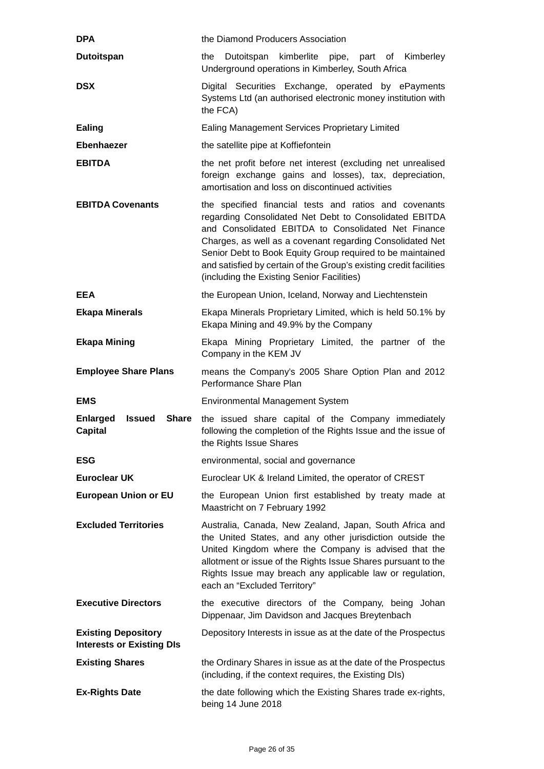| | |
|---|---|
| **DPA** | the Diamond Producers Association |
| **Dutoitspan** | the Dutoitspan kimberlite pipe, part of Kimberley Underground operations in Kimberley, South Africa |
| **DSX** | Digital Securities Exchange, operated by ePayments Systems Ltd (an authorised electronic money institution with the FCA) |
| **Ealing** | Ealing Management Services Proprietary Limited |
| **Ebenhaezer** | the satellite pipe at Koffiefontein |
| **EBITDA** | the net profit before net interest (excluding net unrealised foreign exchange gains and losses), tax, depreciation, amortisation and loss on discontinued activities |
| **EBITDA Covenants** | the specified financial tests and ratios and covenants regarding Consolidated Net Debt to Consolidated EBITDA and Consolidated EBITDA to Consolidated Net Finance Charges, as well as a covenant regarding Consolidated Net Senior Debt to Book Equity Group required to be maintained and satisfied by certain of the Group's existing credit facilities (including the Existing Senior Facilities) |
| **EEA** | the European Union, Iceland, Norway and Liechtenstein |
| **Ekapa Minerals** | Ekapa Minerals Proprietary Limited, which is held 50.1% by Ekapa Mining and 49.9% by the Company |
| **Ekapa Mining** | Ekapa Mining Proprietary Limited, the partner of the Company in the KEM JV |
| **Employee Share Plans** | means the Company's 2005 Share Option Plan and 2012 Performance Share Plan |
| **EMS** | Environmental Management System |
| **Enlarged Issued Share Capital** | the issued share capital of the Company immediately following the completion of the Rights Issue and the issue of the Rights Issue Shares |
| **ESG** | environmental, social and governance |
| **Euroclear UK** | Euroclear UK & Ireland Limited, the operator of CREST |
| **European Union or EU** | the European Union first established by treaty made at Maastricht on 7 February 1992 |
| **Excluded Territories** | Australia, Canada, New Zealand, Japan, South Africa and the United States, and any other jurisdiction outside the United Kingdom where the Company is advised that the allotment or issue of the Rights Issue Shares pursuant to the Rights Issue may breach any applicable law or regulation, each an "Excluded Territory" |
| **Executive Directors** | the executive directors of the Company, being Johan Dippenaar, Jim Davidson and Jacques Breytenbach |
| **Existing Depository Interests or Existing DIs** | Depository Interests in issue as at the date of the Prospectus |
| **Existing Shares** | the Ordinary Shares in issue as at the date of the Prospectus (including, if the context requires, the Existing DIs) |
| **Ex-Rights Date** | the date following which the Existing Shares trade ex-rights, being 14 June 2018 |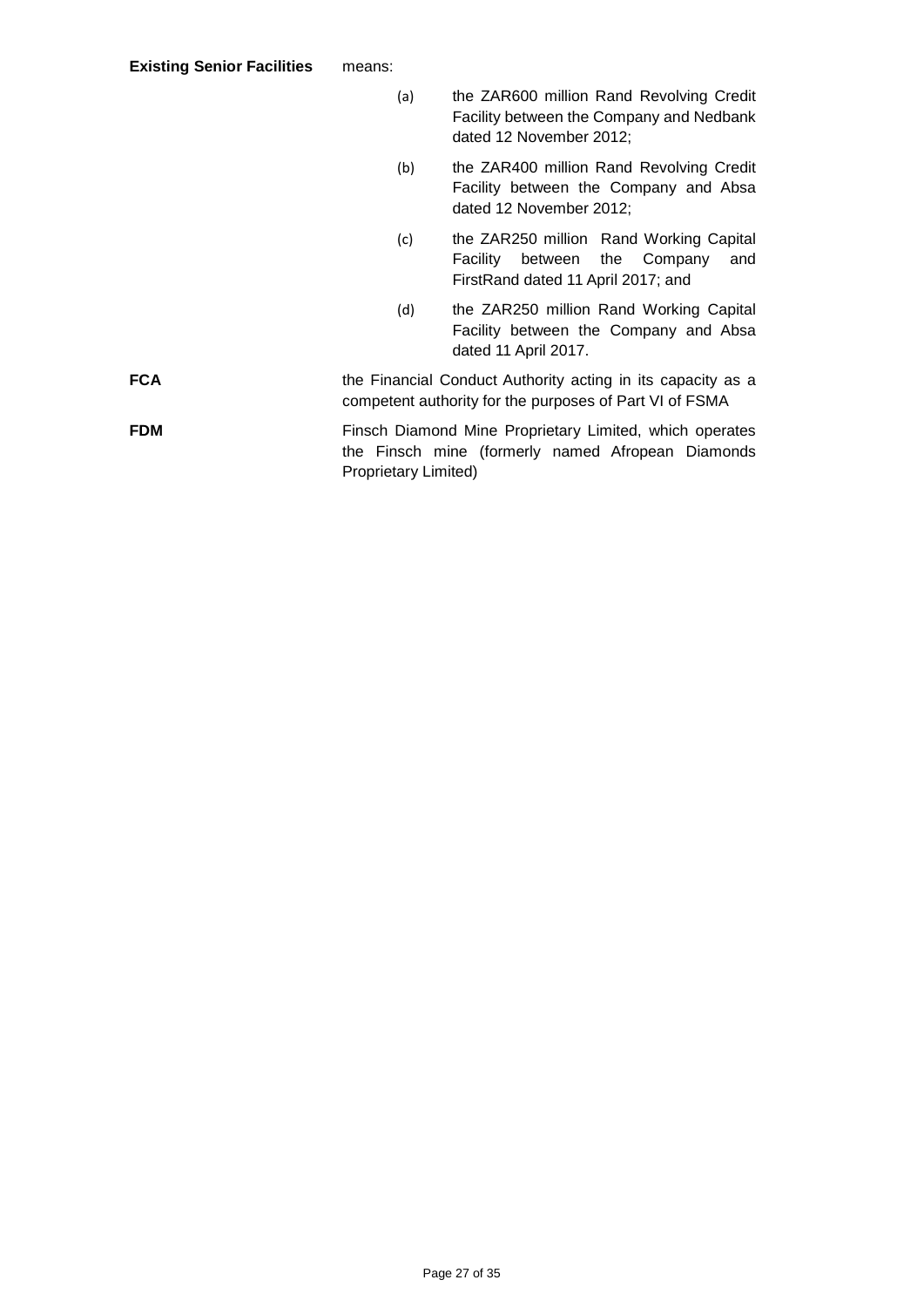**Existing Senior Facilities** means:

(a) the ZAR600 million Rand Revolving Credit Facility between the Company and Nedbank dated 12 November 2012;

(b) the ZAR400 million Rand Revolving Credit Facility between the Company and Absa dated 12 November 2012;

(c) the ZAR250 million Rand Working Capital Facility between the Company and FirstRand dated 11 April 2017; and

(d) the ZAR250 million Rand Working Capital Facility between the Company and Absa dated 11 April 2017.

**FCA** the Financial Conduct Authority acting in its capacity as a competent authority for the purposes of Part VI of FSMA

**FDM** Finsch Diamond Mine Proprietary Limited, which operates the Finsch mine (formerly named Afropean Diamonds Proprietary Limited)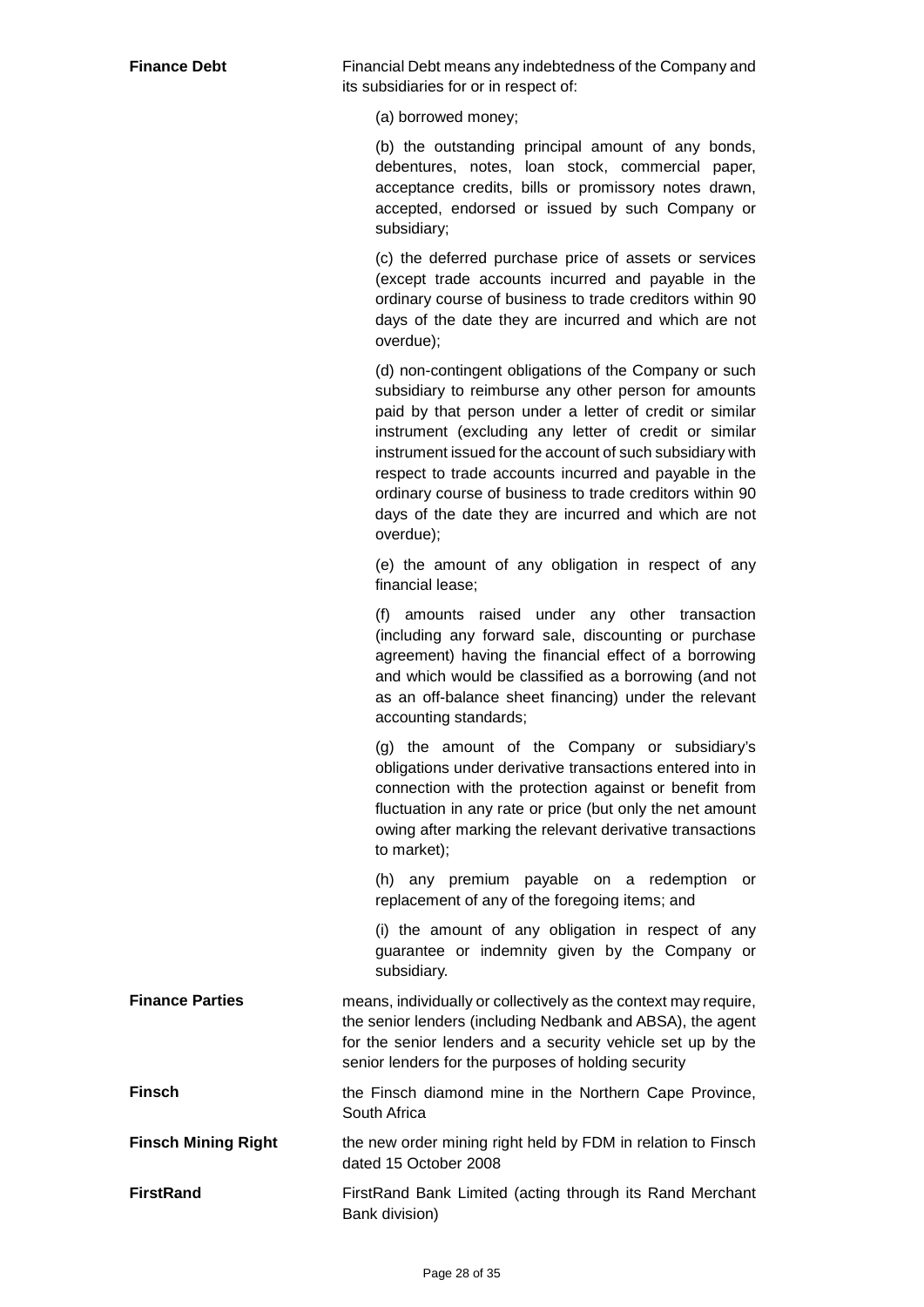**Finance Debt** Financial Debt means any indebtedness of the Company and its subsidiaries for or in respect of:

(a) borrowed money;

(b) the outstanding principal amount of any bonds, debentures, notes, loan stock, commercial paper, acceptance credits, bills or promissory notes drawn, accepted, endorsed or issued by such Company or subsidiary;

(c) the deferred purchase price of assets or services (except trade accounts incurred and payable in the ordinary course of business to trade creditors within 90 days of the date they are incurred and which are not overdue);

(d) non-contingent obligations of the Company or such subsidiary to reimburse any other person for amounts paid by that person under a letter of credit or similar instrument (excluding any letter of credit or similar instrument issued for the account of such subsidiary with respect to trade accounts incurred and payable in the ordinary course of business to trade creditors within 90 days of the date they are incurred and which are not overdue);

(e) the amount of any obligation in respect of any financial lease;

(f) amounts raised under any other transaction (including any forward sale, discounting or purchase agreement) having the financial effect of a borrowing and which would be classified as a borrowing (and not as an off-balance sheet financing) under the relevant accounting standards;

(g) the amount of the Company or subsidiary's obligations under derivative transactions entered into in connection with the protection against or benefit from fluctuation in any rate or price (but only the net amount owing after marking the relevant derivative transactions to market);

(h) any premium payable on a redemption or replacement of any of the foregoing items; and

(i) the amount of any obligation in respect of any guarantee or indemnity given by the Company or subsidiary.

**Finance Parties** means, individually or collectively as the context may require, the senior lenders (including Nedbank and ABSA), the agent for the senior lenders and a security vehicle set up by the senior lenders for the purposes of holding security

**Finsch** the Finsch diamond mine in the Northern Cape Province, South Africa

**Finsch Mining Right** the new order mining right held by FDM in relation to Finsch dated 15 October 2008

**FirstRand** FirstRand Bank Limited (acting through its Rand Merchant Bank division)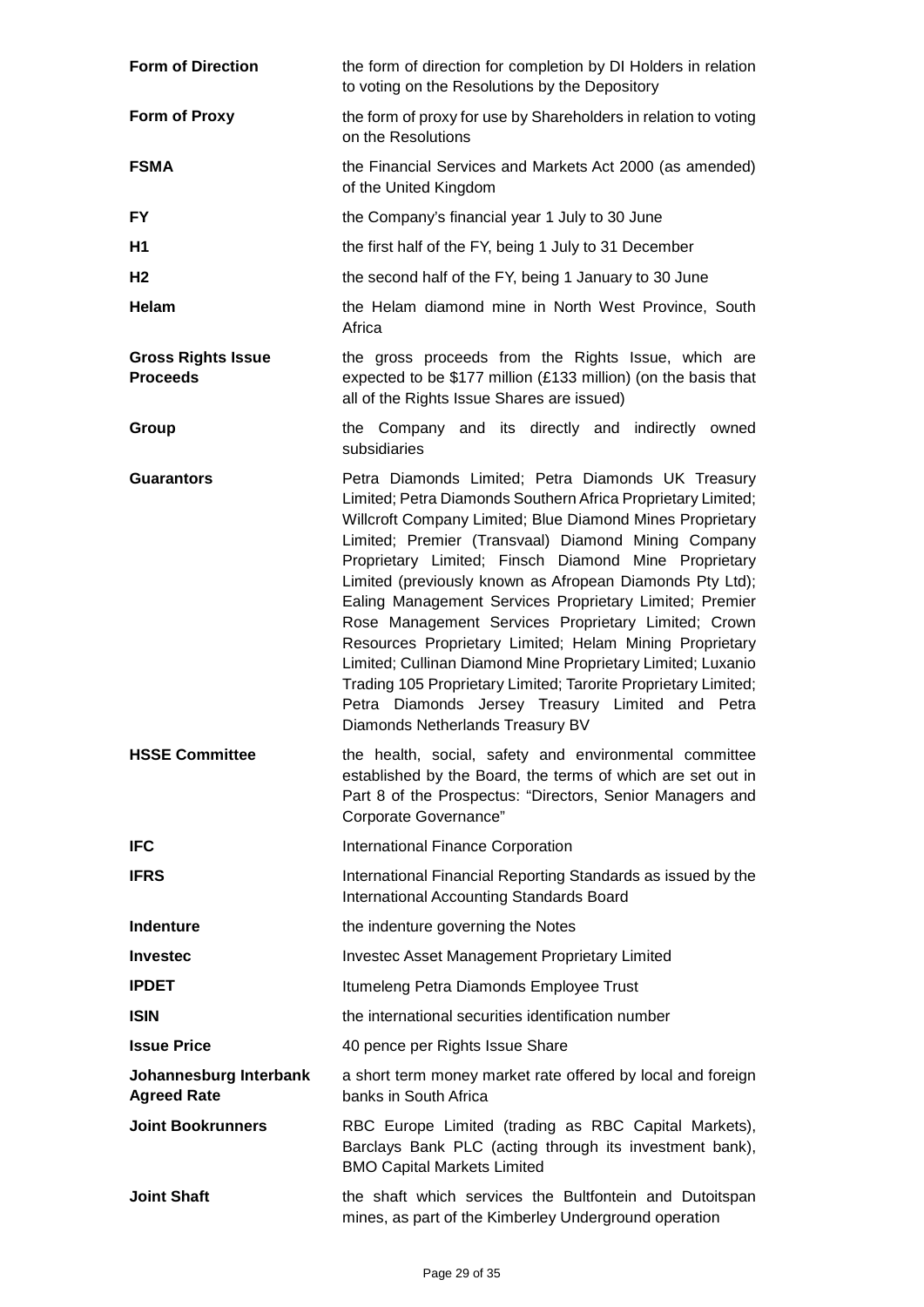| | |
|---|---|
| **Form of Direction** | the form of direction for completion by DI Holders in relation to voting on the Resolutions by the Depository |
| **Form of Proxy** | the form of proxy for use by Shareholders in relation to voting on the Resolutions |
| **FSMA** | the Financial Services and Markets Act 2000 (as amended) of the United Kingdom |
| **FY** | the Company's financial year 1 July to 30 June |
| **H1** | the first half of the FY, being 1 July to 31 December |
| **H2** | the second half of the FY, being 1 January to 30 June |
| **Helam** | the Helam diamond mine in North West Province, South Africa |
| **Gross Rights Issue Proceeds** | the gross proceeds from the Rights Issue, which are expected to be \$177 million (£133 million) (on the basis that all of the Rights Issue Shares are issued) |
| **Group** | the Company and its directly and indirectly owned subsidiaries |
| **Guarantors** | Petra Diamonds Limited; Petra Diamonds UK Treasury Limited; Petra Diamonds Southern Africa Proprietary Limited; Willcroft Company Limited; Blue Diamond Mines Proprietary Limited; Premier (Transvaal) Diamond Mining Company Proprietary Limited; Finsch Diamond Mine Proprietary Limited (previously known as Afropean Diamonds Pty Ltd); Ealing Management Services Proprietary Limited; Premier Rose Management Services Proprietary Limited; Crown Resources Proprietary Limited; Helam Mining Proprietary Limited; Cullinan Diamond Mine Proprietary Limited; Luxanio Trading 105 Proprietary Limited; Tarorite Proprietary Limited; Petra Diamonds Jersey Treasury Limited and Petra Diamonds Netherlands Treasury BV |
| **HSSE Committee** | the health, social, safety and environmental committee established by the Board, the terms of which are set out in Part 8 of the Prospectus: "Directors, Senior Managers and Corporate Governance" |
| **IFC** | International Finance Corporation |
| **IFRS** | International Financial Reporting Standards as issued by the International Accounting Standards Board |
| **Indenture** | the indenture governing the Notes |
| **Investec** | Investec Asset Management Proprietary Limited |
| **IPDET** | Itumeleng Petra Diamonds Employee Trust |
| **ISIN** | the international securities identification number |
| **Issue Price** | 40 pence per Rights Issue Share |
| **Johannesburg Interbank Agreed Rate** | a short term money market rate offered by local and foreign banks in South Africa |
| **Joint Bookrunners** | RBC Europe Limited (trading as RBC Capital Markets), Barclays Bank PLC (acting through its investment bank), BMO Capital Markets Limited |
| **Joint Shaft** | the shaft which services the Bultfontein and Dutoitspan mines, as part of the Kimberley Underground operation |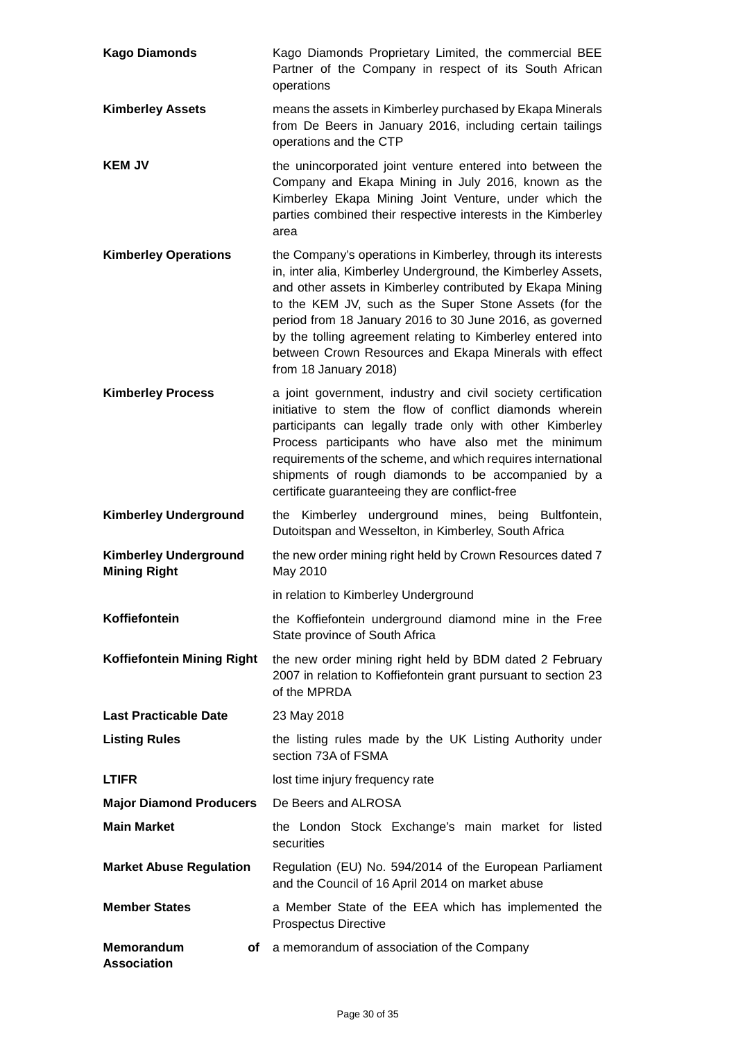| | |
|---|---|
| **Kago Diamonds** | Kago Diamonds Proprietary Limited, the commercial BEE Partner of the Company in respect of its South African operations |
| **Kimberley Assets** | means the assets in Kimberley purchased by Ekapa Minerals from De Beers in January 2016, including certain tailings operations and the CTP |
| **KEM JV** | the unincorporated joint venture entered into between the Company and Ekapa Mining in July 2016, known as the Kimberley Ekapa Mining Joint Venture, under which the parties combined their respective interests in the Kimberley area |
| **Kimberley Operations** | the Company's operations in Kimberley, through its interests in, inter alia, Kimberley Underground, the Kimberley Assets, and other assets in Kimberley contributed by Ekapa Mining to the KEM JV, such as the Super Stone Assets (for the period from 18 January 2016 to 30 June 2016, as governed by the tolling agreement relating to Kimberley entered into between Crown Resources and Ekapa Minerals with effect from 18 January 2018) |
| **Kimberley Process** | a joint government, industry and civil society certification initiative to stem the flow of conflict diamonds wherein participants can legally trade only with other Kimberley Process participants who have also met the minimum requirements of the scheme, and which requires international shipments of rough diamonds to be accompanied by a certificate guaranteeing they are conflict-free |
| **Kimberley Underground** | the Kimberley underground mines, being Bultfontein, Dutoitspan and Wesselton, in Kimberley, South Africa |
| **Kimberley Underground Mining Right** | the new order mining right held by Crown Resources dated 7 May 2010<br><br>in relation to Kimberley Underground |
| **Koffiefontein** | the Koffiefontein underground diamond mine in the Free State province of South Africa |
| **Koffiefontein Mining Right** | the new order mining right held by BDM dated 2 February 2007 in relation to Koffiefontein grant pursuant to section 23 of the MPRDA |
| **Last Practicable Date** | 23 May 2018 |
| **Listing Rules** | the listing rules made by the UK Listing Authority under section 73A of FSMA |
| **LTIFR** | lost time injury frequency rate |
| **Major Diamond Producers** | De Beers and ALROSA |
| **Main Market** | the London Stock Exchange's main market for listed securities |
| **Market Abuse Regulation** | Regulation (EU) No. 594/2014 of the European Parliament and the Council of 16 April 2014 on market abuse |
| **Member States** | a Member State of the EEA which has implemented the Prospectus Directive |
| **Memorandum of Association** | a memorandum of association of the Company |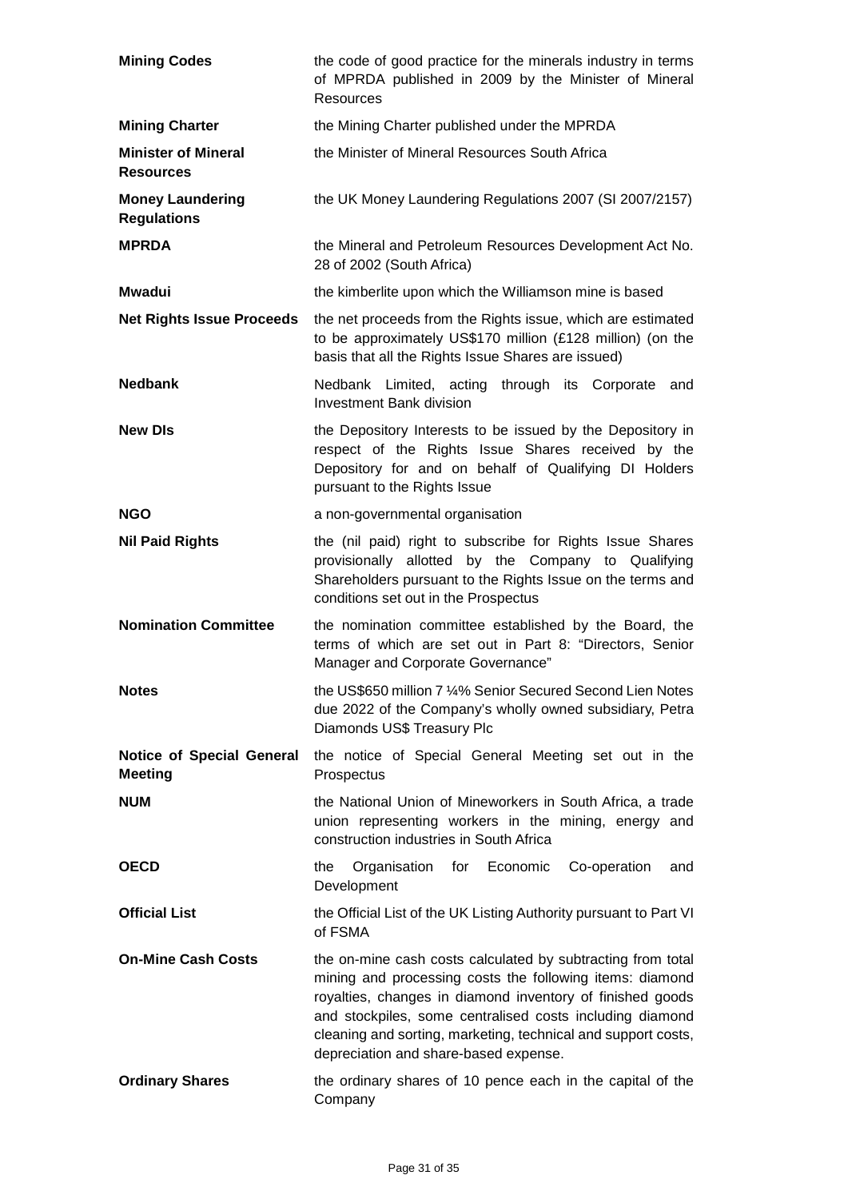| | |
|---|---|
| **Mining Codes** | the code of good practice for the minerals industry in terms of MPRDA published in 2009 by the Minister of Mineral Resources |
| **Mining Charter** | the Mining Charter published under the MPRDA |
| **Minister of Mineral Resources** | the Minister of Mineral Resources South Africa |
| **Money Laundering Regulations** | the UK Money Laundering Regulations 2007 (SI 2007/2157) |
| **MPRDA** | the Mineral and Petroleum Resources Development Act No. 28 of 2002 (South Africa) |
| **Mwadui** | the kimberlite upon which the Williamson mine is based |
| **Net Rights Issue Proceeds** | the net proceeds from the Rights issue, which are estimated to be approximately US$170 million (£128 million) (on the basis that all the Rights Issue Shares are issued) |
| **Nedbank** | Nedbank Limited, acting through its Corporate and Investment Bank division |
| **New DIs** | the Depository Interests to be issued by the Depository in respect of the Rights Issue Shares received by the Depository for and on behalf of Qualifying DI Holders pursuant to the Rights Issue |
| **NGO** | a non-governmental organisation |
| **Nil Paid Rights** | the (nil paid) right to subscribe for Rights Issue Shares provisionally allotted by the Company to Qualifying Shareholders pursuant to the Rights Issue on the terms and conditions set out in the Prospectus |
| **Nomination Committee** | the nomination committee established by the Board, the terms of which are set out in Part 8: "Directors, Senior Manager and Corporate Governance" |
| **Notes** | the US$650 million 7 ¼% Senior Secured Second Lien Notes due 2022 of the Company's wholly owned subsidiary, Petra Diamonds US$ Treasury Plc |
| **Notice of Special General Meeting** | the notice of Special General Meeting set out in the Prospectus |
| **NUM** | the National Union of Mineworkers in South Africa, a trade union representing workers in the mining, energy and construction industries in South Africa |
| **OECD** | the Organisation for Economic Co-operation and Development |
| **Official List** | the Official List of the UK Listing Authority pursuant to Part VI of FSMA |
| **On-Mine Cash Costs** | the on-mine cash costs calculated by subtracting from total mining and processing costs the following items: diamond royalties, changes in diamond inventory of finished goods and stockpiles, some centralised costs including diamond cleaning and sorting, marketing, technical and support costs, depreciation and share-based expense. |
| **Ordinary Shares** | the ordinary shares of 10 pence each in the capital of the Company |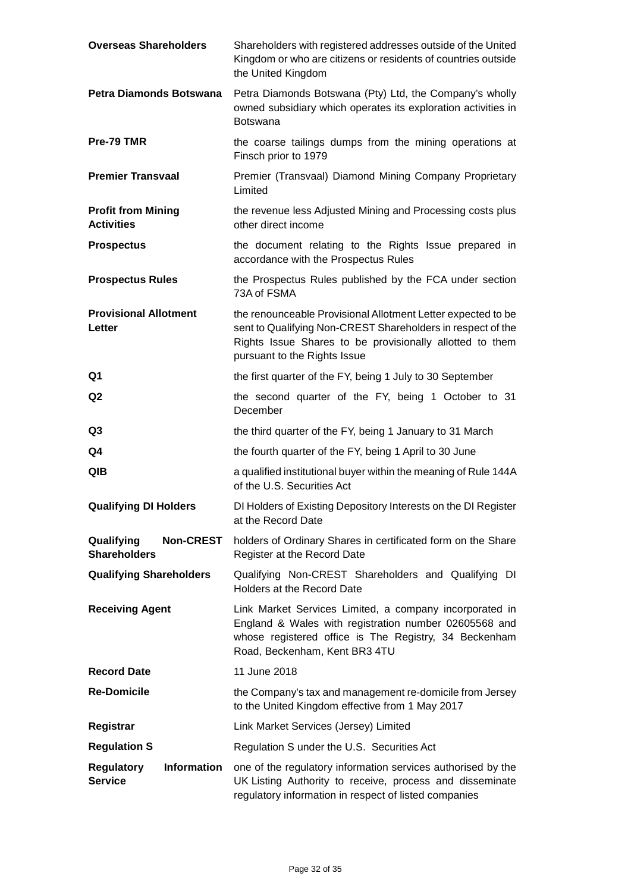| | |
|---|---|
| **Overseas Shareholders** | Shareholders with registered addresses outside of the United Kingdom or who are citizens or residents of countries outside the United Kingdom |
| **Petra Diamonds Botswana** | Petra Diamonds Botswana (Pty) Ltd, the Company's wholly owned subsidiary which operates its exploration activities in Botswana |
| **Pre-79 TMR** | the coarse tailings dumps from the mining operations at Finsch prior to 1979 |
| **Premier Transvaal** | Premier (Transvaal) Diamond Mining Company Proprietary Limited |
| **Profit from Mining Activities** | the revenue less Adjusted Mining and Processing costs plus other direct income |
| **Prospectus** | the document relating to the Rights Issue prepared in accordance with the Prospectus Rules |
| **Prospectus Rules** | the Prospectus Rules published by the FCA under section 73A of FSMA |
| **Provisional Allotment Letter** | the renounceable Provisional Allotment Letter expected to be sent to Qualifying Non-CREST Shareholders in respect of the Rights Issue Shares to be provisionally allotted to them pursuant to the Rights Issue |
| **Q1** | the first quarter of the FY, being 1 July to 30 September |
| **Q2** | the second quarter of the FY, being 1 October to 31 December |
| **Q3** | the third quarter of the FY, being 1 January to 31 March |
| **Q4** | the fourth quarter of the FY, being 1 April to 30 June |
| **QIB** | a qualified institutional buyer within the meaning of Rule 144A of the U.S. Securities Act |
| **Qualifying DI Holders** | DI Holders of Existing Depository Interests on the DI Register at the Record Date |
| **Qualifying Non-CREST Shareholders** | holders of Ordinary Shares in certificated form on the Share Register at the Record Date |
| **Qualifying Shareholders** | Qualifying Non-CREST Shareholders and Qualifying DI Holders at the Record Date |
| **Receiving Agent** | Link Market Services Limited, a company incorporated in England & Wales with registration number 02605568 and whose registered office is The Registry, 34 Beckenham Road, Beckenham, Kent BR3 4TU |
| **Record Date** | 11 June 2018 |
| **Re-Domicile** | the Company's tax and management re-domicile from Jersey to the United Kingdom effective from 1 May 2017 |
| **Registrar** | Link Market Services (Jersey) Limited |
| **Regulation S** | Regulation S under the U.S. Securities Act |
| **Regulatory Information Service** | one of the regulatory information services authorised by the UK Listing Authority to receive, process and disseminate regulatory information in respect of listed companies |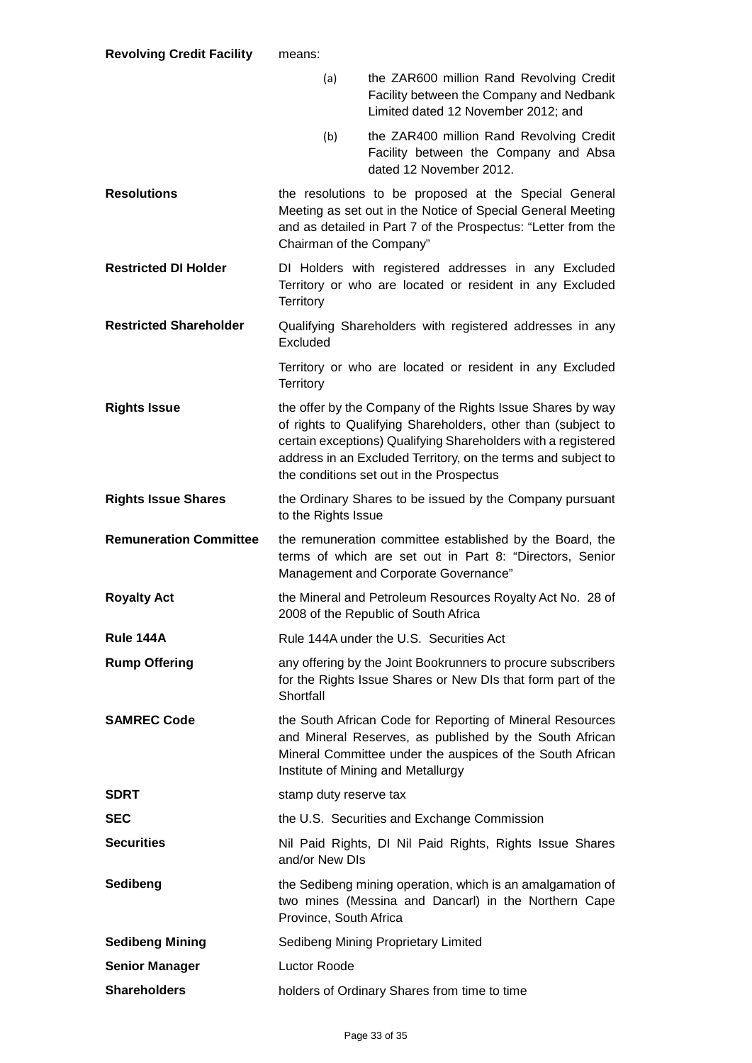**Revolving Credit Facility** means:

(a) the ZAR600 million Rand Revolving Credit Facility between the Company and Nedbank Limited dated 12 November 2012; and

(b) the ZAR400 million Rand Revolving Credit Facility between the Company and Absa dated 12 November 2012.

**Resolutions** the resolutions to be proposed at the Special General Meeting as set out in the Notice of Special General Meeting and as detailed in Part 7 of the Prospectus: "Letter from the Chairman of the Company"

**Restricted DI Holder** DI Holders with registered addresses in any Excluded Territory or who are located or resident in any Excluded Territory

**Restricted Shareholder** Qualifying Shareholders with registered addresses in any Excluded

Territory or who are located or resident in any Excluded Territory

**Rights Issue** the offer by the Company of the Rights Issue Shares by way of rights to Qualifying Shareholders, other than (subject to certain exceptions) Qualifying Shareholders with a registered address in an Excluded Territory, on the terms and subject to the conditions set out in the Prospectus

**Rights Issue Shares** the Ordinary Shares to be issued by the Company pursuant to the Rights Issue

**Remuneration Committee** the remuneration committee established by the Board, the terms of which are set out in Part 8: "Directors, Senior Management and Corporate Governance"

**Royalty Act** the Mineral and Petroleum Resources Royalty Act No. 28 of 2008 of the Republic of South Africa

**Rule 144A** Rule 144A under the U.S. Securities Act

**Rump Offering** any offering by the Joint Bookrunners to procure subscribers for the Rights Issue Shares or New DIs that form part of the Shortfall

**SAMREC Code** the South African Code for Reporting of Mineral Resources and Mineral Reserves, as published by the South African Mineral Committee under the auspices of the South African Institute of Mining and Metallurgy

**SDRT** stamp duty reserve tax

**SEC** the U.S. Securities and Exchange Commission

**Securities** Nil Paid Rights, DI Nil Paid Rights, Rights Issue Shares and/or New DIs

**Sedibeng** the Sedibeng mining operation, which is an amalgamation of two mines (Messina and Dancarl) in the Northern Cape Province, South Africa

**Sedibeng Mining** Sedibeng Mining Proprietary Limited

**Senior Manager** Luctor Roode

**Shareholders** holders of Ordinary Shares from time to time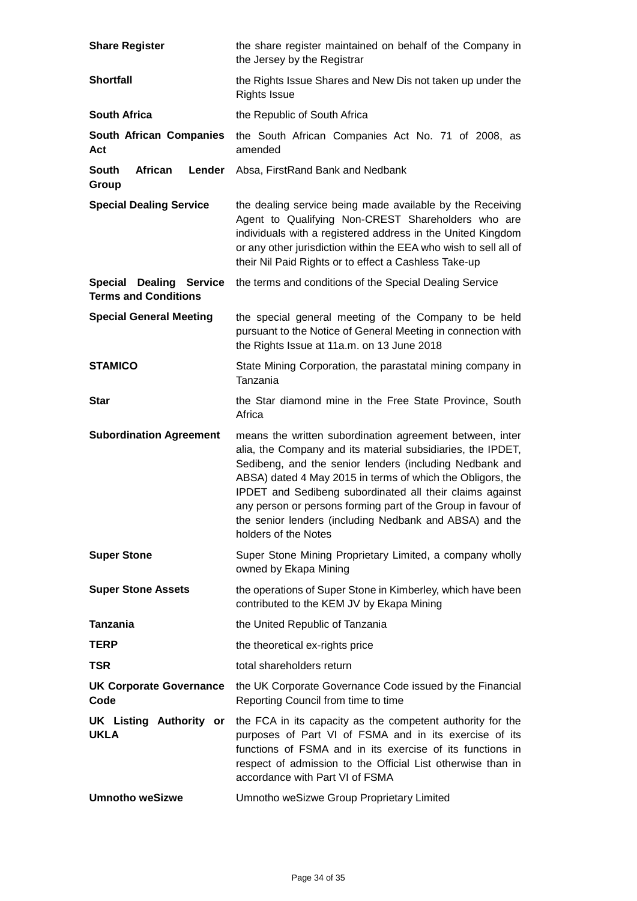| | |
|---|---|
| **Share Register** | the share register maintained on behalf of the Company in the Jersey by the Registrar |
| **Shortfall** | the Rights Issue Shares and New Dis not taken up under the Rights Issue |
| **South Africa** | the Republic of South Africa |
| **South African Companies Act** | the South African Companies Act No. 71 of 2008, as amended |
| **South African Lender Group** | Absa, FirstRand Bank and Nedbank |
| **Special Dealing Service** | the dealing service being made available by the Receiving Agent to Qualifying Non-CREST Shareholders who are individuals with a registered address in the United Kingdom or any other jurisdiction within the EEA who wish to sell all of their Nil Paid Rights or to effect a Cashless Take-up |
| **Special Dealing Service Terms and Conditions** | the terms and conditions of the Special Dealing Service |
| **Special General Meeting** | the special general meeting of the Company to be held pursuant to the Notice of General Meeting in connection with the Rights Issue at 11a.m. on 13 June 2018 |
| **STAMICO** | State Mining Corporation, the parastatal mining company in Tanzania |
| **Star** | the Star diamond mine in the Free State Province, South Africa |
| **Subordination Agreement** | means the written subordination agreement between, inter alia, the Company and its material subsidiaries, the IPDET, Sedibeng, and the senior lenders (including Nedbank and ABSA) dated 4 May 2015 in terms of which the Obligors, the IPDET and Sedibeng subordinated all their claims against any person or persons forming part of the Group in favour of the senior lenders (including Nedbank and ABSA) and the holders of the Notes |
| **Super Stone** | Super Stone Mining Proprietary Limited, a company wholly owned by Ekapa Mining |
| **Super Stone Assets** | the operations of Super Stone in Kimberley, which have been contributed to the KEM JV by Ekapa Mining |
| **Tanzania** | the United Republic of Tanzania |
| **TERP** | the theoretical ex-rights price |
| **TSR** | total shareholders return |
| **UK Corporate Governance Code** | the UK Corporate Governance Code issued by the Financial Reporting Council from time to time |
| **UK Listing Authority or UKLA** | the FCA in its capacity as the competent authority for the purposes of Part VI of FSMA and in its exercise of its functions of FSMA and in its exercise of its functions in respect of admission to the Official List otherwise than in accordance with Part VI of FSMA |
| **Umnotho weSizwe** | Umnotho weSizwe Group Proprietary Limited |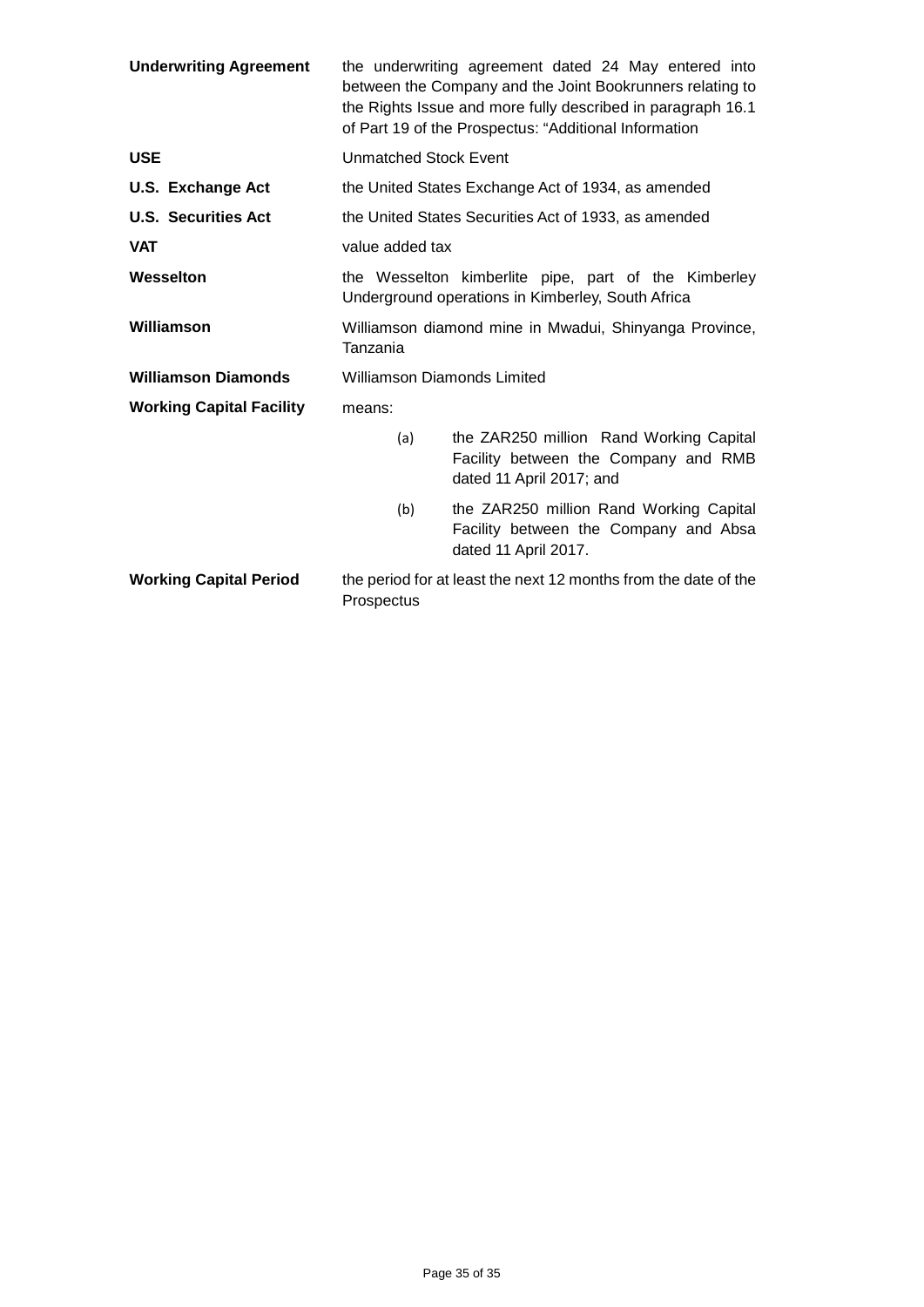| | |
|---|---|
| **Underwriting Agreement** | the underwriting agreement dated 24 May entered into between the Company and the Joint Bookrunners relating to the Rights Issue and more fully described in paragraph 16.1 of Part 19 of the Prospectus: "Additional Information |
| **USE** | Unmatched Stock Event |
| **U.S. Exchange Act** | the United States Exchange Act of 1934, as amended |
| **U.S. Securities Act** | the United States Securities Act of 1933, as amended |
| **VAT** | value added tax |
| **Wesselton** | the Wesselton kimberlite pipe, part of the Kimberley Underground operations in Kimberley, South Africa |
| **Williamson** | Williamson diamond mine in Mwadui, Shinyanga Province, Tanzania |
| **Williamson Diamonds** | Williamson Diamonds Limited |
| **Working Capital Facility** | means:<br>(a) the ZAR250 million Rand Working Capital Facility between the Company and RMB dated 11 April 2017; and<br>(b) the ZAR250 million Rand Working Capital Facility between the Company and Absa dated 11 April 2017. |
| **Working Capital Period** | the period for at least the next 12 months from the date of the Prospectus |